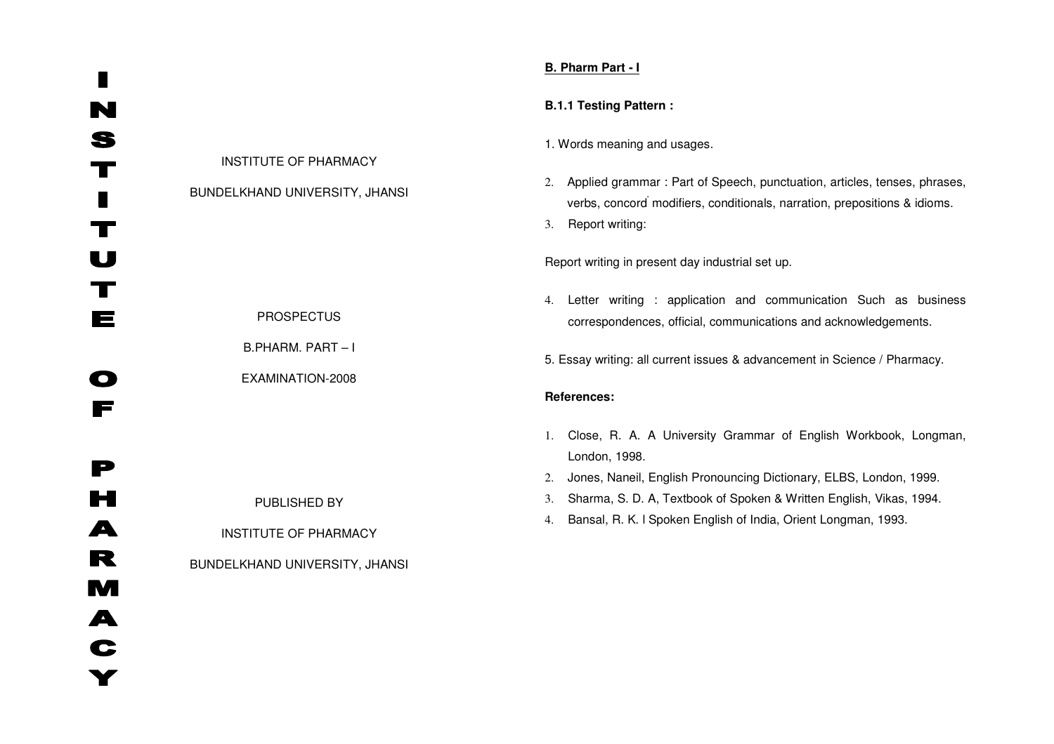INSTITUTE OF PHARMACY

INSTITUTE OF PHARMACY

BUNDELKHAND UNIVERSITY, JHANSI

PROSPECTUS

B.PHARM. PART – I

EXAMINATION-2008

PUBLISHED BY

INSTITUTE OF PHARMACY

BUNDELKHAND UNIVERSITY, JHANSI

**B. Pharm Part - I**

**B.1.1 Testing Pattern :**

1. Words meaning and usages.

2. Applied grammar : Part of Speech, punctuation, articles, tenses, phrases, verbs, concord modifiers, conditionals, narration, prepositions & idioms.
3. Report writing:

Report writing in present day industrial set up.

4. Letter writing : application and communication Such as business correspondences, official, communications and acknowledgements.

5. Essay writing: all current issues & advancement in Science / Pharmacy.

**References:**

1. Close, R. A. A University Grammar of English Workbook, Longman, London, 1998.
2. Jones, Naneil, English Pronouncing Dictionary, ELBS, London, 1999.
3. Sharma, S. D. A, Textbook of Spoken & Written English, Vikas, 1994.
4. Bansal, R. K. l Spoken English of India, Orient Longman, 1993.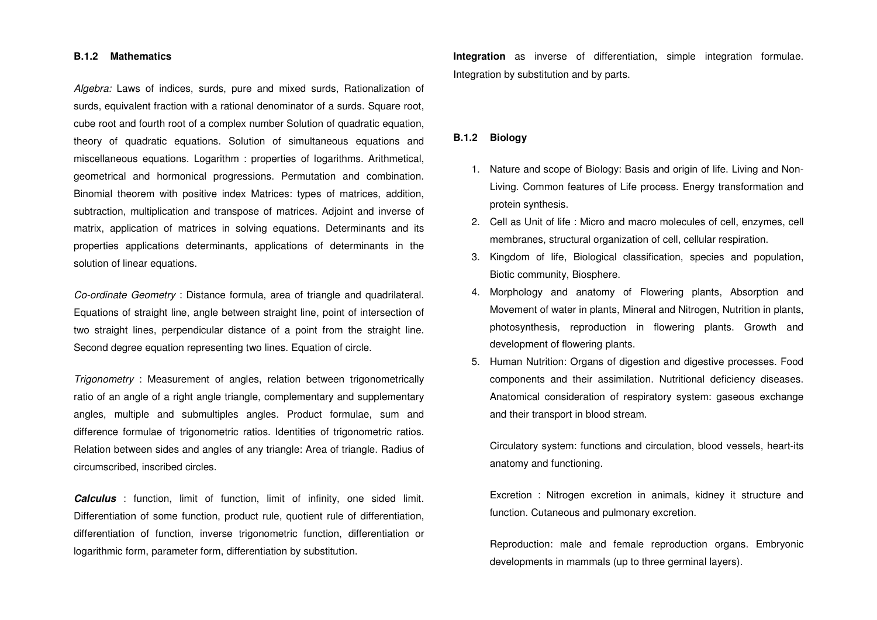### B.1.2 Mathematics

*Algebra:* Laws of indices, surds, pure and mixed surds, Rationalization of surds, equivalent fraction with a rational denominator of a surds. Square root, cube root and fourth root of a complex number Solution of quadratic equation, theory of quadratic equations. Solution of simultaneous equations and miscellaneous equations. Logarithm : properties of logarithms. Arithmetical, geometrical and hormonical progressions. Permutation and combination. Binomial theorem with positive index Matrices: types of matrices, addition, subtraction, multiplication and transpose of matrices. Adjoint and inverse of matrix, application of matrices in solving equations. Determinants and its properties applications determinants, applications of determinants in the solution of linear equations.

*Co-ordinate Geometry* : Distance formula, area of triangle and quadrilateral. Equations of straight line, angle between straight line, point of intersection of two straight lines, perpendicular distance of a point from the straight line. Second degree equation representing two lines. Equation of circle.

*Trigonometry* : Measurement of angles, relation between trigonometrically ratio of an angle of a right angle triangle, complementary and supplementary angles, multiple and submultiples angles. Product formulae, sum and difference formulae of trigonometric ratios. Identities of trigonometric ratios. Relation between sides and angles of any triangle: Area of triangle. Radius of circumscribed, inscribed circles.

***Calculus*** : function, limit of function, limit of infinity, one sided limit. Differentiation of some function, product rule, quotient rule of differentiation, differentiation of function, inverse trigonometric function, differentiation or logarithmic form, parameter form, differentiation by substitution.

**Integration** as inverse of differentiation, simple integration formulae. Integration by substitution and by parts.

### B.1.2 Biology

1. Nature and scope of Biology: Basis and origin of life. Living and Non-Living. Common features of Life process. Energy transformation and protein synthesis.
2. Cell as Unit of life : Micro and macro molecules of cell, enzymes, cell membranes, structural organization of cell, cellular respiration.
3. Kingdom of life, Biological classification, species and population, Biotic community, Biosphere.
4. Morphology and anatomy of Flowering plants, Absorption and Movement of water in plants, Mineral and Nitrogen, Nutrition in plants, photosynthesis, reproduction in flowering plants. Growth and development of flowering plants.
5. Human Nutrition: Organs of digestion and digestive processes. Food components and their assimilation. Nutritional deficiency diseases. Anatomical consideration of respiratory system: gaseous exchange and their transport in blood stream.

   Circulatory system: functions and circulation, blood vessels, heart-its anatomy and functioning.

   Excretion : Nitrogen excretion in animals, kidney it structure and function. Cutaneous and pulmonary excretion.

   Reproduction: male and female reproduction organs. Embryonic developments in mammals (up to three germinal layers).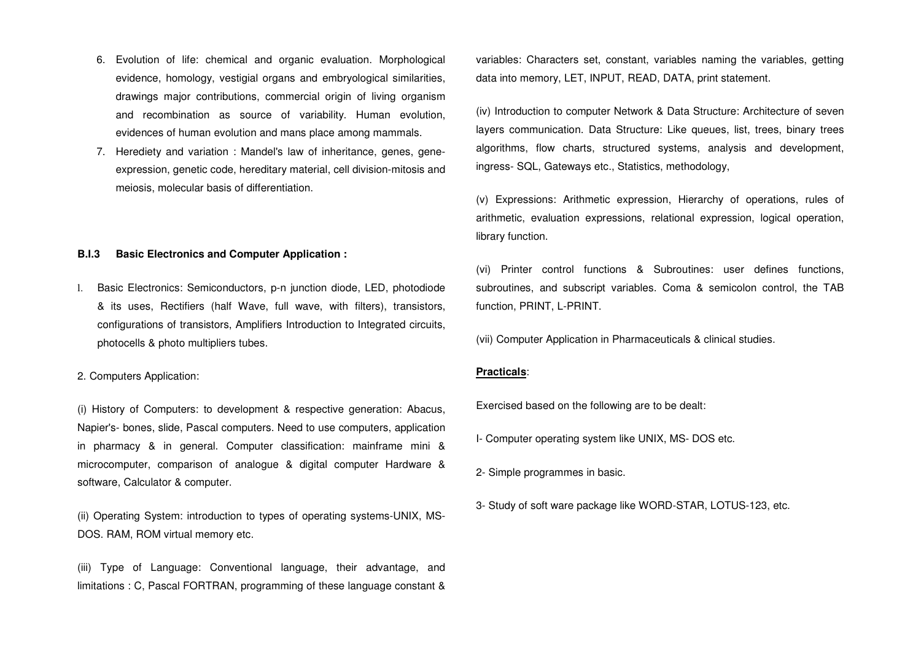6. Evolution of life: chemical and organic evaluation. Morphological evidence, homology, vestigial organs and embryological similarities, drawings major contributions, commercial origin of living organism and recombination as source of variability. Human evolution, evidences of human evolution and mans place among mammals.
7. Herediety and variation : Mandel's law of inheritance, genes, gene-expression, genetic code, hereditary material, cell division-mitosis and meiosis, molecular basis of differentiation.

**B.I.3 Basic Electronics and Computer Application :**

1. Basic Electronics: Semiconductors, p-n junction diode, LED, photodiode & its uses, Rectifiers (half Wave, full wave, with filters), transistors, configurations of transistors, Amplifiers Introduction to Integrated circuits, photocells & photo multipliers tubes.

2. Computers Application:

(i) History of Computers: to development & respective generation: Abacus, Napier's- bones, slide, Pascal computers. Need to use computers, application in pharmacy & in general. Computer classification: mainframe mini & microcomputer, comparison of analogue & digital computer Hardware & software, Calculator & computer.

(ii) Operating System: introduction to types of operating systems-UNIX, MS-DOS. RAM, ROM virtual memory etc.

(iii) Type of Language: Conventional language, their advantage, and limitations : C, Pascal FORTRAN, programming of these language constant & variables: Characters set, constant, variables naming the variables, getting data into memory, LET, INPUT, READ, DATA, print statement.

(iv) Introduction to computer Network & Data Structure: Architecture of seven layers communication. Data Structure: Like queues, list, trees, binary trees algorithms, flow charts, structured systems, analysis and development, ingress- SQL, Gateways etc., Statistics, methodology,

(v) Expressions: Arithmetic expression, Hierarchy of operations, rules of arithmetic, evaluation expressions, relational expression, logical operation, library function.

(vi) Printer control functions & Subroutines: user defines functions, subroutines, and subscript variables. Coma & semicolon control, the TAB function, PRINT, L-PRINT.

(vii) Computer Application in Pharmaceuticals & clinical studies.

**Practicals**:

Exercised based on the following are to be dealt:

I- Computer operating system like UNIX, MS- DOS etc.

2- Simple programmes in basic.

3- Study of soft ware package like WORD-STAR, LOTUS-123, etc.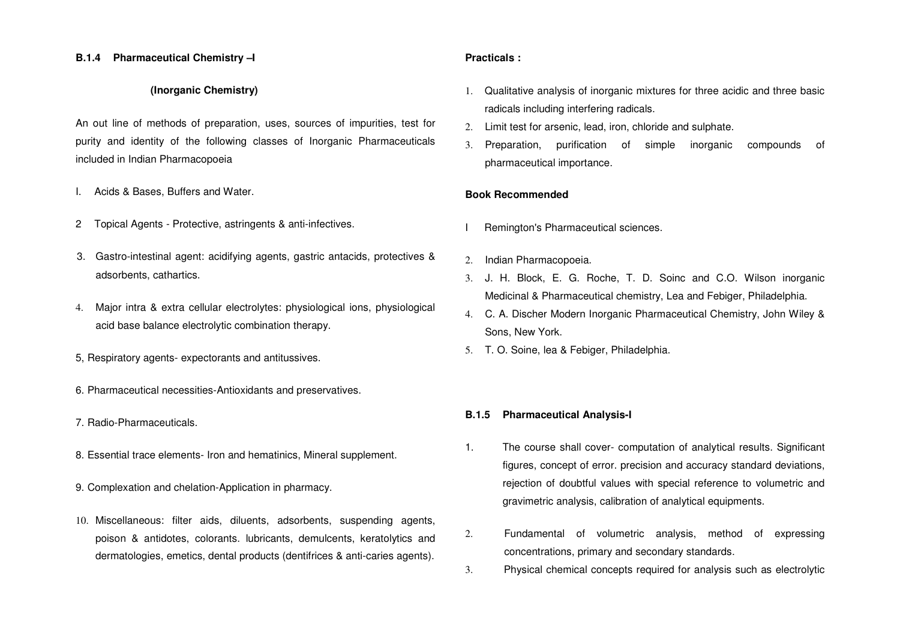**B.1.4 Pharmaceutical Chemistry –I**

**(Inorganic Chemistry)**

An out line of methods of preparation, uses, sources of impurities, test for purity and identity of the following classes of Inorganic Pharmaceuticals included in Indian Pharmacopoeia

I. Acids & Bases, Buffers and Water.

2 Topical Agents - Protective, astringents & anti-infectives.

3. Gastro-intestinal agent: acidifying agents, gastric antacids, protectives & adsorbents, cathartics.

4. Major intra & extra cellular electrolytes: physiological ions, physiological acid base balance electrolytic combination therapy.

5, Respiratory agents- expectorants and antitussives.

6. Pharmaceutical necessities-Antioxidants and preservatives.

7. Radio-Pharmaceuticals.

8. Essential trace elements- Iron and hematinics, Mineral supplement.

9. Complexation and chelation-Application in pharmacy.

10. Miscellaneous: filter aids, diluents, adsorbents, suspending agents, poison & antidotes, colorants. lubricants, demulcents, keratolytics and dermatologies, emetics, dental products (dentifrices & anti-caries agents).

**Practicals :**

1. Qualitative analysis of inorganic mixtures for three acidic and three basic radicals including interfering radicals.
2. Limit test for arsenic, lead, iron, chloride and sulphate.
3. Preparation, purification of simple inorganic compounds of pharmaceutical importance.

**Book Recommended**

I Remington's Pharmaceutical sciences.

2. Indian Pharmacopoeia.
3. J. H. Block, E. G. Roche, T. D. Soinc and C.O. Wilson inorganic Medicinal & Pharmaceutical chemistry, Lea and Febiger, Philadelphia.
4. C. A. Discher Modern Inorganic Pharmaceutical Chemistry, John Wiley & Sons, New York.
5. T. O. Soine, lea & Febiger, Philadelphia.

**B.1.5 Pharmaceutical Analysis-I**

1. The course shall cover- computation of analytical results. Significant figures, concept of error. precision and accuracy standard deviations, rejection of doubtful values with special reference to volumetric and gravimetric analysis, calibration of analytical equipments.

2. Fundamental of volumetric analysis, method of expressing concentrations, primary and secondary standards.
3. Physical chemical concepts required for analysis such as electrolytic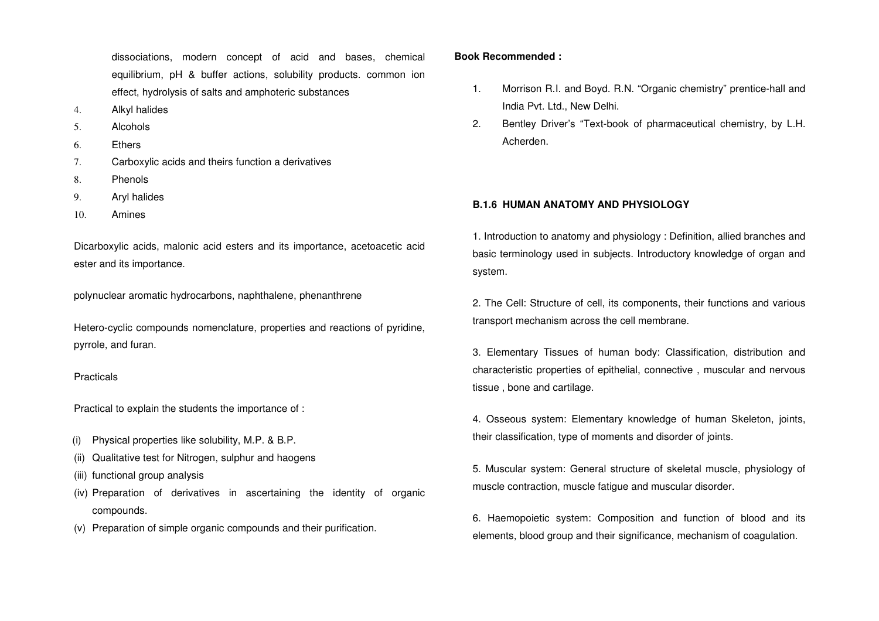dissociations, modern concept of acid and bases, chemical equilibrium, pH & buffer actions, solubility products. common ion effect, hydrolysis of salts and amphoteric substances

4. Alkyl halides
5. Alcohols
6. Ethers
7. Carboxylic acids and theirs function a derivatives
8. Phenols
9. Aryl halides
10. Amines

Dicarboxylic acids, malonic acid esters and its importance, acetoacetic acid ester and its importance.

polynuclear aromatic hydrocarbons, naphthalene, phenanthrene

Hetero-cyclic compounds nomenclature, properties and reactions of pyridine, pyrrole, and furan.

Practicals

Practical to explain the students the importance of :

(i) Physical properties like solubility, M.P. & B.P.
(ii) Qualitative test for Nitrogen, sulphur and haogens
(iii) functional group analysis
(iv) Preparation of derivatives in ascertaining the identity of organic compounds.
(v) Preparation of simple organic compounds and their purification.

**Book Recommended :**

1. Morrison R.I. and Boyd. R.N. "Organic chemistry" prentice-hall and India Pvt. Ltd., New Delhi.
2. Bentley Driver's "Text-book of pharmaceutical chemistry, by L.H. Acherden.

### B.1.6 HUMAN ANATOMY AND PHYSIOLOGY

1. Introduction to anatomy and physiology : Definition, allied branches and basic terminology used in subjects. Introductory knowledge of organ and system.

2. The Cell: Structure of cell, its components, their functions and various transport mechanism across the cell membrane.

3. Elementary Tissues of human body: Classification, distribution and characteristic properties of epithelial, connective , muscular and nervous tissue , bone and cartilage.

4. Osseous system: Elementary knowledge of human Skeleton, joints, their classification, type of moments and disorder of joints.

5. Muscular system: General structure of skeletal muscle, physiology of muscle contraction, muscle fatigue and muscular disorder.

6. Haemopoietic system: Composition and function of blood and its elements, blood group and their significance, mechanism of coagulation.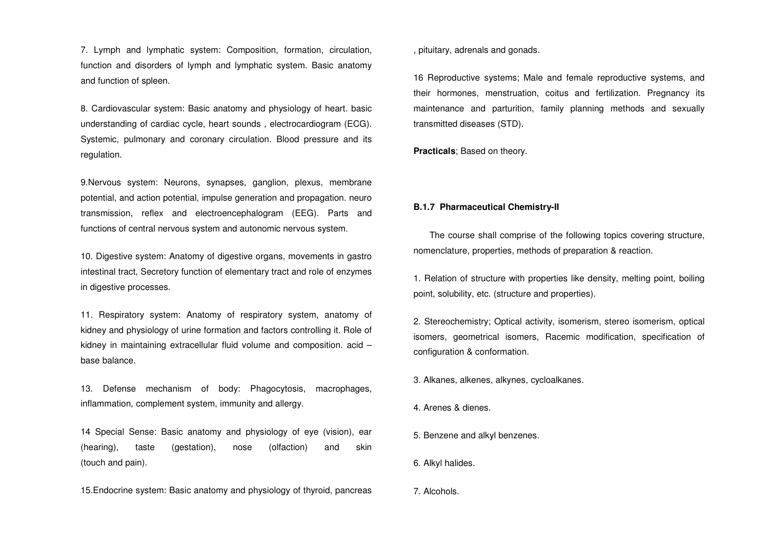7. Lymph and lymphatic system: Composition, formation, circulation, function and disorders of lymph and lymphatic system. Basic anatomy and function of spleen.

8. Cardiovascular system: Basic anatomy and physiology of heart. basic understanding of cardiac cycle, heart sounds , electrocardiogram (ECG). Systemic, pulmonary and coronary circulation. Blood pressure and its regulation.

9.Nervous system: Neurons, synapses, ganglion, plexus, membrane potential, and action potential, impulse generation and propagation. neuro transmission, reflex and electroencephalogram (EEG). Parts and functions of central nervous system and autonomic nervous system.

10. Digestive system: Anatomy of digestive organs, movements in gastro intestinal tract, Secretory function of elementary tract and role of enzymes in digestive processes.

11. Respiratory system: Anatomy of respiratory system, anatomy of kidney and physiology of urine formation and factors controlling it. Role of kidney in maintaining extracellular fluid volume and composition. acid – base balance.

13. Defense mechanism of body: Phagocytosis, macrophages, inflammation, complement system, immunity and allergy.

14 Special Sense: Basic anatomy and physiology of eye (vision), ear (hearing), taste (gestation), nose (olfaction) and skin (touch and pain).

15.Endocrine system: Basic anatomy and physiology of thyroid, pancreas , pituitary, adrenals and gonads.

16 Reproductive systems; Male and female reproductive systems, and their hormones, menstruation, coitus and fertilization. Pregnancy its maintenance and parturition, family planning methods and sexually transmitted diseases (STD).

**Practicals**; Based on theory.

**B.1.7 Pharmaceutical Chemistry-II**

The course shall comprise of the following topics covering structure, nomenclature, properties, methods of preparation & reaction.

1. Relation of structure with properties like density, melting point, boiling point, solubility, etc. (structure and properties).

2. Stereochemistry; Optical activity, isomerism, stereo isomerism, optical isomers, geometrical isomers, Racemic modification, specification of configuration & conformation.

3. Alkanes, alkenes, alkynes, cycloalkanes.

4. Arenes & dienes.

5. Benzene and alkyl benzenes.

6. Alkyl halides.

7. Alcohols.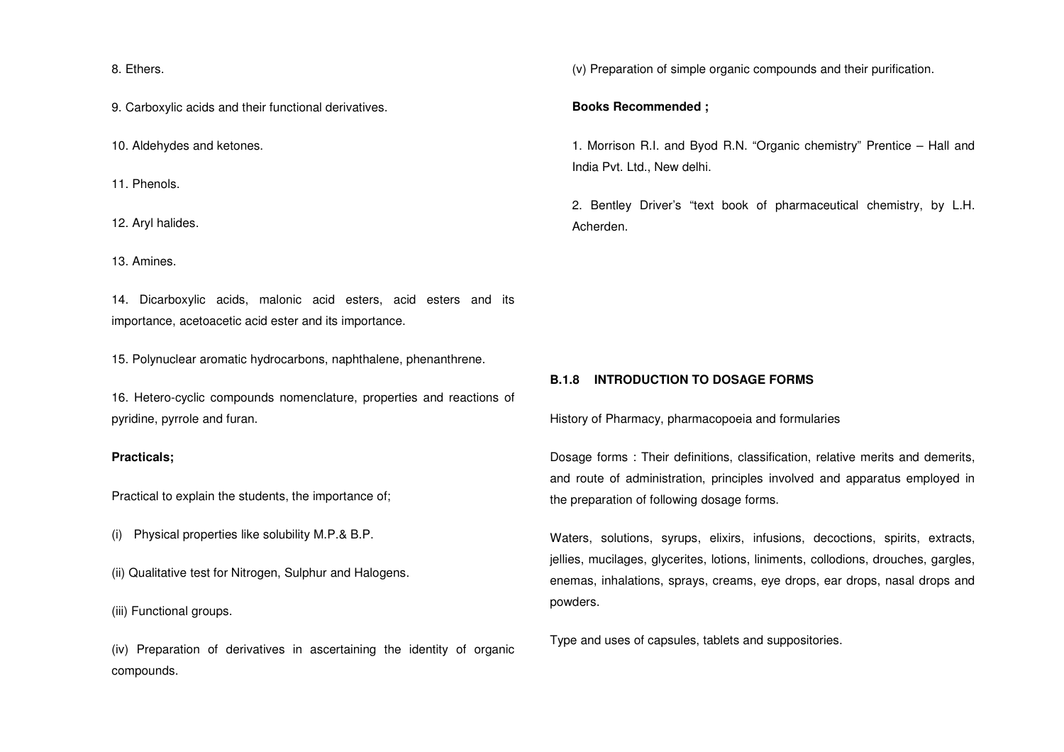8. Ethers.

9. Carboxylic acids and their functional derivatives.

10. Aldehydes and ketones.

11. Phenols.

12. Aryl halides.

13. Amines.

14. Dicarboxylic acids, malonic acid esters, acid esters and its importance, acetoacetic acid ester and its importance.

15. Polynuclear aromatic hydrocarbons, naphthalene, phenanthrene.

16. Hetero-cyclic compounds nomenclature, properties and reactions of pyridine, pyrrole and furan.

**Practicals;**

Practical to explain the students, the importance of;

(i) Physical properties like solubility M.P.& B.P.

(ii) Qualitative test for Nitrogen, Sulphur and Halogens.

(iii) Functional groups.

(iv) Preparation of derivatives in ascertaining the identity of organic compounds.

(v) Preparation of simple organic compounds and their purification.

**Books Recommended ;**

1. Morrison R.I. and Byod R.N. "Organic chemistry" Prentice – Hall and India Pvt. Ltd., New delhi.

2. Bentley Driver's "text book of pharmaceutical chemistry, by L.H. Acherden.

**B.1.8 INTRODUCTION TO DOSAGE FORMS**

History of Pharmacy, pharmacopoeia and formularies

Dosage forms : Their definitions, classification, relative merits and demerits, and route of administration, principles involved and apparatus employed in the preparation of following dosage forms.

Waters, solutions, syrups, elixirs, infusions, decoctions, spirits, extracts, jellies, mucilages, glycerites, lotions, liniments, collodions, drouches, gargles, enemas, inhalations, sprays, creams, eye drops, ear drops, nasal drops and powders.

Type and uses of capsules, tablets and suppositories.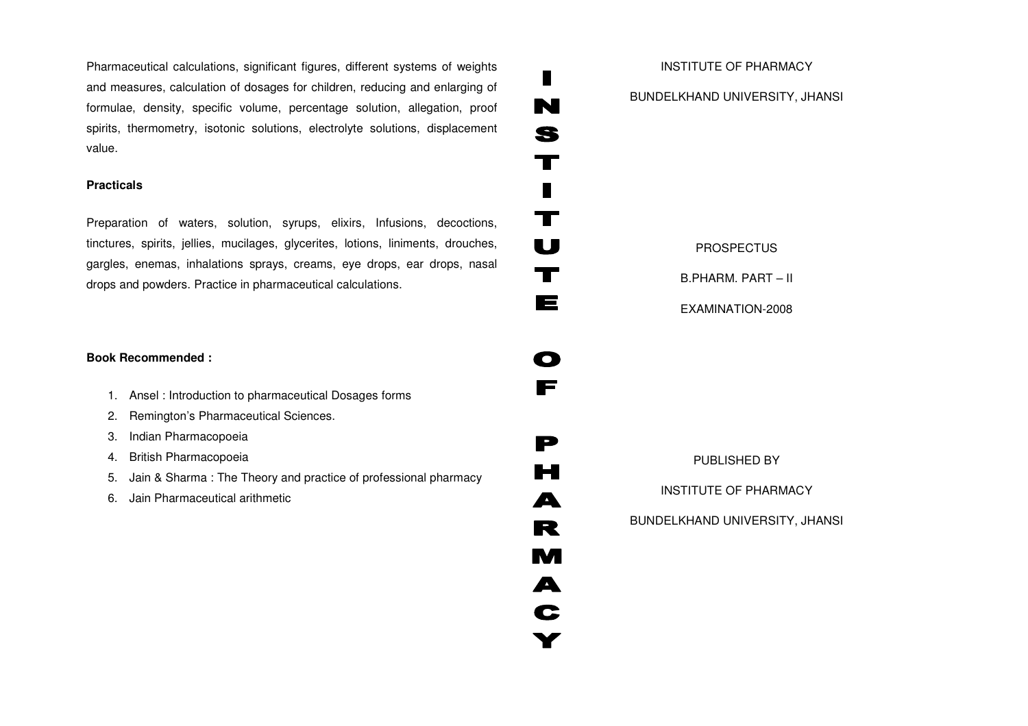Pharmaceutical calculations, significant figures, different systems of weights and measures, calculation of dosages for children, reducing and enlarging of formulae, density, specific volume, percentage solution, allegation, proof spirits, thermometry, isotonic solutions, electrolyte solutions, displacement value.

**Practicals**

Preparation of waters, solution, syrups, elixirs, Infusions, decoctions, tinctures, spirits, jellies, mucilages, glycerites, lotions, liniments, drouches, gargles, enemas, inhalations sprays, creams, eye drops, ear drops, nasal drops and powders. Practice in pharmaceutical calculations.

**Book Recommended :**

1. Ansel : Introduction to pharmaceutical Dosages forms
2. Remington's Pharmaceutical Sciences.
3. Indian Pharmacopoeia
4. British Pharmacopoeia
5. Jain & Sharma : The Theory and practice of professional pharmacy
6. Jain Pharmaceutical arithmetic

INSTITUTE OF PHARMACY

INSTITUTE OF PHARMACY

BUNDELKHAND UNIVERSITY, JHANSI

PROSPECTUS

B.PHARM. PART – II

EXAMINATION-2008

PUBLISHED BY

INSTITUTE OF PHARMACY

BUNDELKHAND UNIVERSITY, JHANSI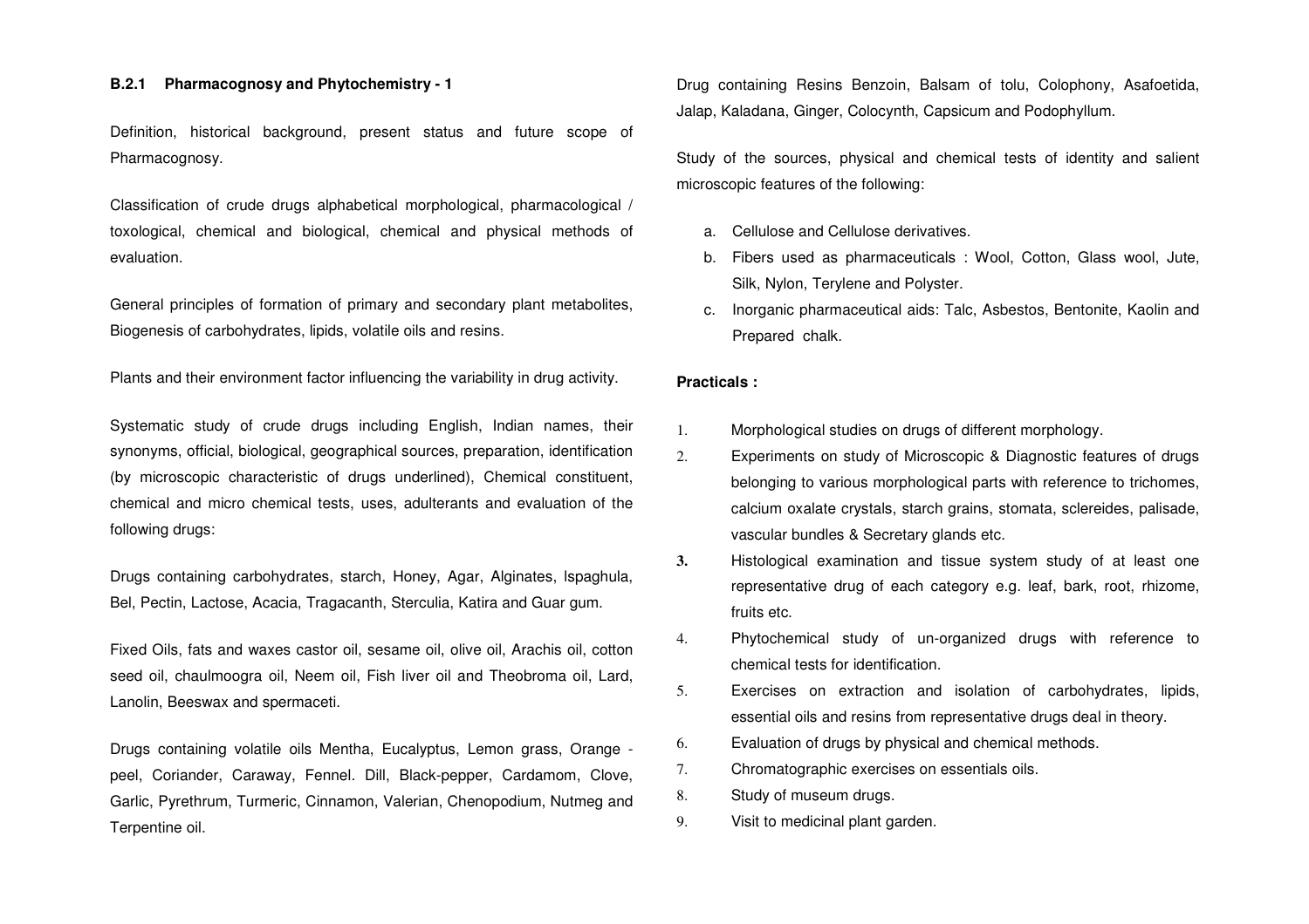**B.2.1 Pharmacognosy and Phytochemistry - 1**

Definition, historical background, present status and future scope of Pharmacognosy.

Classification of crude drugs alphabetical morphological, pharmacological / toxological, chemical and biological, chemical and physical methods of evaluation.

General principles of formation of primary and secondary plant metabolites, Biogenesis of carbohydrates, lipids, volatile oils and resins.

Plants and their environment factor influencing the variability in drug activity.

Systematic study of crude drugs including English, Indian names, their synonyms, official, biological, geographical sources, preparation, identification (by microscopic characteristic of drugs underlined), Chemical constituent, chemical and micro chemical tests, uses, adulterants and evaluation of the following drugs:

Drugs containing carbohydrates, starch, Honey, Agar, Alginates, Ispaghula, Bel, Pectin, Lactose, Acacia, Tragacanth, Sterculia, Katira and Guar gum.

Fixed Oils, fats and waxes castor oil, sesame oil, olive oil, Arachis oil, cotton seed oil, chaulmoogra oil, Neem oil, Fish liver oil and Theobroma oil, Lard, Lanolin, Beeswax and spermaceti.

Drugs containing volatile oils Mentha, Eucalyptus, Lemon grass, Orange - peel, Coriander, Caraway, Fennel. Dill, Black-pepper, Cardamom, Clove, Garlic, Pyrethrum, Turmeric, Cinnamon, Valerian, Chenopodium, Nutmeg and Terpentine oil.

Drug containing Resins Benzoin, Balsam of tolu, Colophony, Asafoetida, Jalap, Kaladana, Ginger, Colocynth, Capsicum and Podophyllum.

Study of the sources, physical and chemical tests of identity and salient microscopic features of the following:

a. Cellulose and Cellulose derivatives.
b. Fibers used as pharmaceuticals : Wool, Cotton, Glass wool, Jute, Silk, Nylon, Terylene and Polyster.
c. Inorganic pharmaceutical aids: Talc, Asbestos, Bentonite, Kaolin and Prepared chalk.

**Practicals :**

1. Morphological studies on drugs of different morphology.
2. Experiments on study of Microscopic & Diagnostic features of drugs belonging to various morphological parts with reference to trichomes, calcium oxalate crystals, starch grains, stomata, sclereides, palisade, vascular bundles & Secretary glands etc.
3. Histological examination and tissue system study of at least one representative drug of each category e.g. leaf, bark, root, rhizome, fruits etc.
4. Phytochemical study of un-organized drugs with reference to chemical tests for identification.
5. Exercises on extraction and isolation of carbohydrates, lipids, essential oils and resins from representative drugs deal in theory.
6. Evaluation of drugs by physical and chemical methods.
7. Chromatographic exercises on essentials oils.
8. Study of museum drugs.
9. Visit to medicinal plant garden.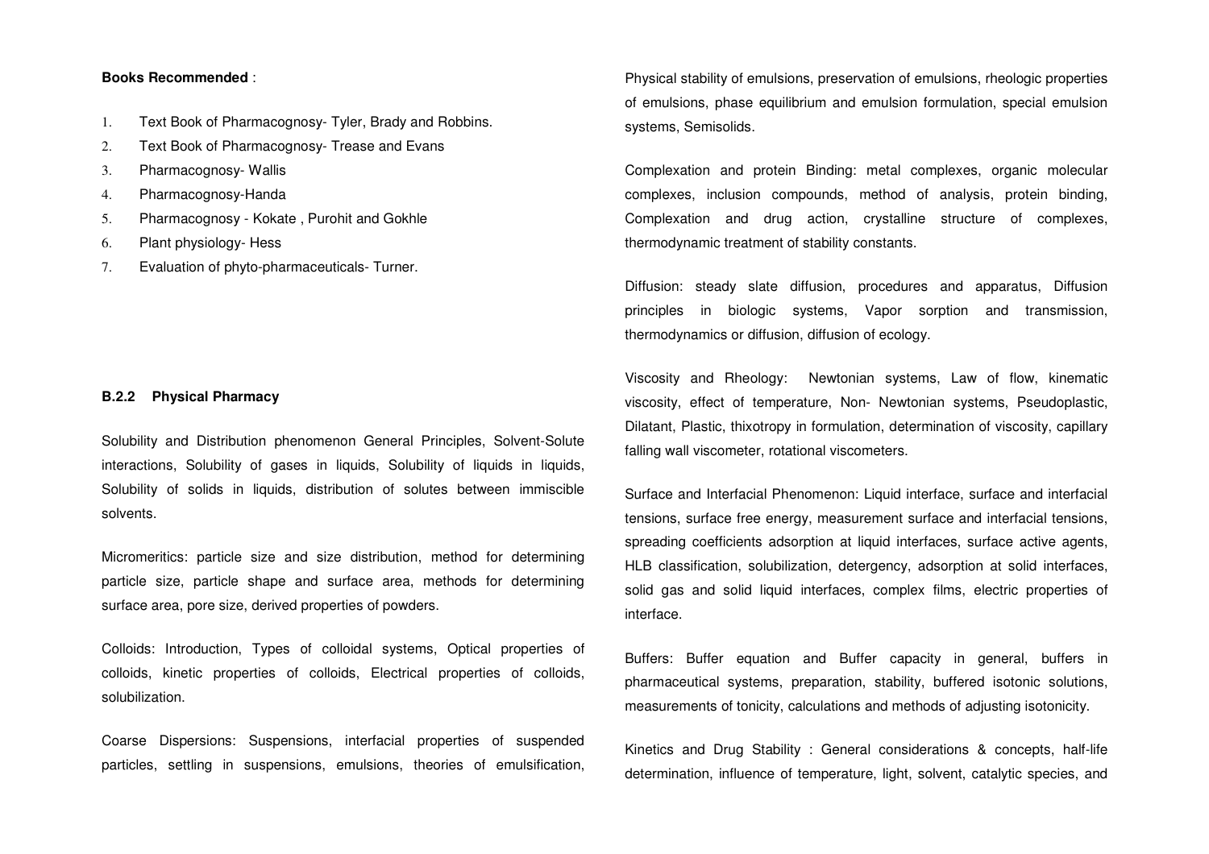**Books Recommended** :

1. Text Book of Pharmacognosy- Tyler, Brady and Robbins.
2. Text Book of Pharmacognosy- Trease and Evans
3. Pharmacognosy- Wallis
4. Pharmacognosy-Handa
5. Pharmacognosy - Kokate , Purohit and Gokhle
6. Plant physiology- Hess
7. Evaluation of phyto-pharmaceuticals- Turner.

**B.2.2 Physical Pharmacy**

Solubility and Distribution phenomenon General Principles, Solvent-Solute interactions, Solubility of gases in liquids, Solubility of liquids in liquids, Solubility of solids in liquids, distribution of solutes between immiscible solvents.

Micromeritics: particle size and size distribution, method for determining particle size, particle shape and surface area, methods for determining surface area, pore size, derived properties of powders.

Colloids: Introduction, Types of colloidal systems, Optical properties of colloids, kinetic properties of colloids, Electrical properties of colloids, solubilization.

Coarse Dispersions: Suspensions, interfacial properties of suspended particles, settling in suspensions, emulsions, theories of emulsification, Physical stability of emulsions, preservation of emulsions, rheologic properties of emulsions, phase equilibrium and emulsion formulation, special emulsion systems, Semisolids.

Complexation and protein Binding: metal complexes, organic molecular complexes, inclusion compounds, method of analysis, protein binding, Complexation and drug action, crystalline structure of complexes, thermodynamic treatment of stability constants.

Diffusion: steady slate diffusion, procedures and apparatus, Diffusion principles in biologic systems, Vapor sorption and transmission, thermodynamics or diffusion, diffusion of ecology.

Viscosity and Rheology: Newtonian systems, Law of flow, kinematic viscosity, effect of temperature, Non- Newtonian systems, Pseudoplastic, Dilatant, Plastic, thixotropy in formulation, determination of viscosity, capillary falling wall viscometer, rotational viscometers.

Surface and Interfacial Phenomenon: Liquid interface, surface and interfacial tensions, surface free energy, measurement surface and interfacial tensions, spreading coefficients adsorption at liquid interfaces, surface active agents, HLB classification, solubilization, detergency, adsorption at solid interfaces, solid gas and solid liquid interfaces, complex films, electric properties of interface.

Buffers: Buffer equation and Buffer capacity in general, buffers in pharmaceutical systems, preparation, stability, buffered isotonic solutions, measurements of tonicity, calculations and methods of adjusting isotonicity.

Kinetics and Drug Stability : General considerations & concepts, half-life determination, influence of temperature, light, solvent, catalytic species, and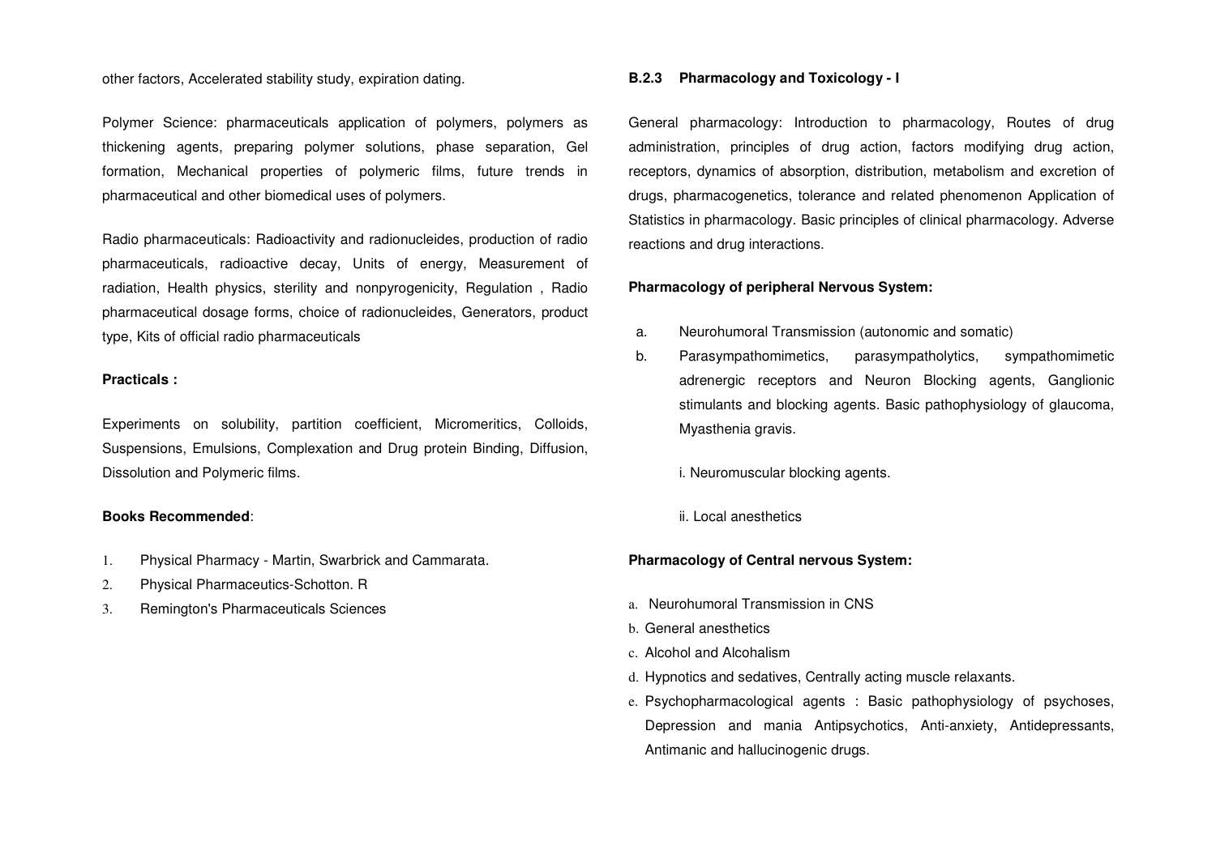other factors, Accelerated stability study, expiration dating.

Polymer Science: pharmaceuticals application of polymers, polymers as thickening agents, preparing polymer solutions, phase separation, Gel formation, Mechanical properties of polymeric films, future trends in pharmaceutical and other biomedical uses of polymers.

Radio pharmaceuticals: Radioactivity and radionucleides, production of radio pharmaceuticals, radioactive decay, Units of energy, Measurement of radiation, Health physics, sterility and nonpyrogenicity, Regulation , Radio pharmaceutical dosage forms, choice of radionucleides, Generators, product type, Kits of official radio pharmaceuticals

**Practicals :**

Experiments on solubility, partition coefficient, Micromeritics, Colloids, Suspensions, Emulsions, Complexation and Drug protein Binding, Diffusion, Dissolution and Polymeric films.

**Books Recommended**:

1. Physical Pharmacy - Martin, Swarbrick and Cammarata.
2. Physical Pharmaceutics-Schotton. R
3. Remington's Pharmaceuticals Sciences

### B.2.3 Pharmacology and Toxicology - I

General pharmacology: Introduction to pharmacology, Routes of drug administration, principles of drug action, factors modifying drug action, receptors, dynamics of absorption, distribution, metabolism and excretion of drugs, pharmacogenetics, tolerance and related phenomenon Application of Statistics in pharmacology. Basic principles of clinical pharmacology. Adverse reactions and drug interactions.

**Pharmacology of peripheral Nervous System:**

a. Neurohumoral Transmission (autonomic and somatic)
b. Parasympathomimetics, parasympatholytics, sympathomimetic adrenergic receptors and Neuron Blocking agents, Ganglionic stimulants and blocking agents. Basic pathophysiology of glaucoma, Myasthenia gravis.

   i. Neuromuscular blocking agents.

   ii. Local anesthetics

**Pharmacology of Central nervous System:**

a. Neurohumoral Transmission in CNS
b. General anesthetics
c. Alcohol and Alcohalism
d. Hypnotics and sedatives, Centrally acting muscle relaxants.
e. Psychopharmacological agents : Basic pathophysiology of psychoses, Depression and mania Antipsychotics, Anti-anxiety, Antidepressants, Antimanic and hallucinogenic drugs.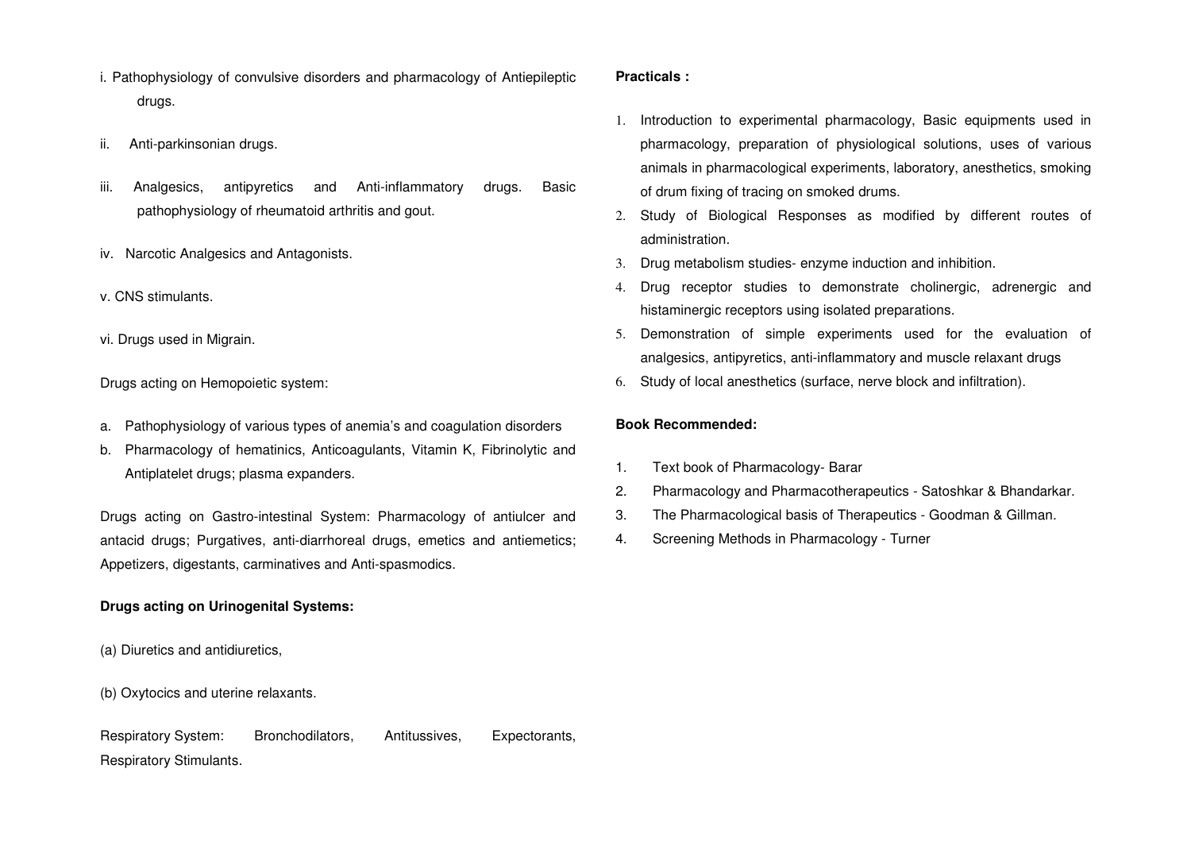i. Pathophysiology of convulsive disorders and pharmacology of Antiepileptic drugs.

ii. Anti-parkinsonian drugs.

iii. Analgesics, antipyretics and Anti-inflammatory drugs. Basic pathophysiology of rheumatoid arthritis and gout.

iv. Narcotic Analgesics and Antagonists.

v. CNS stimulants.

vi. Drugs used in Migrain.

Drugs acting on Hemopoietic system:

a. Pathophysiology of various types of anemia's and coagulation disorders
b. Pharmacology of hematinics, Anticoagulants, Vitamin K, Fibrinolytic and Antiplatelet drugs; plasma expanders.

Drugs acting on Gastro-intestinal System: Pharmacology of antiulcer and antacid drugs; Purgatives, anti-diarrhoreal drugs, emetics and antiemetics; Appetizers, digestants, carminatives and Anti-spasmodics.

**Drugs acting on Urinogenital Systems:**

(a) Diuretics and antidiuretics,

(b) Oxytocics and uterine relaxants.

Respiratory System: Bronchodilators, Antitussives, Expectorants, Respiratory Stimulants.

**Practicals :**

1. Introduction to experimental pharmacology, Basic equipments used in pharmacology, preparation of physiological solutions, uses of various animals in pharmacological experiments, laboratory, anesthetics, smoking of drum fixing of tracing on smoked drums.
2. Study of Biological Responses as modified by different routes of administration.
3. Drug metabolism studies- enzyme induction and inhibition.
4. Drug receptor studies to demonstrate cholinergic, adrenergic and histaminergic receptors using isolated preparations.
5. Demonstration of simple experiments used for the evaluation of analgesics, antipyretics, anti-inflammatory and muscle relaxant drugs
6. Study of local anesthetics (surface, nerve block and infiltration).

**Book Recommended:**

1. Text book of Pharmacology- Barar
2. Pharmacology and Pharmacotherapeutics - Satoshkar & Bhandarkar.
3. The Pharmacological basis of Therapeutics - Goodman & Gillman.
4. Screening Methods in Pharmacology - Turner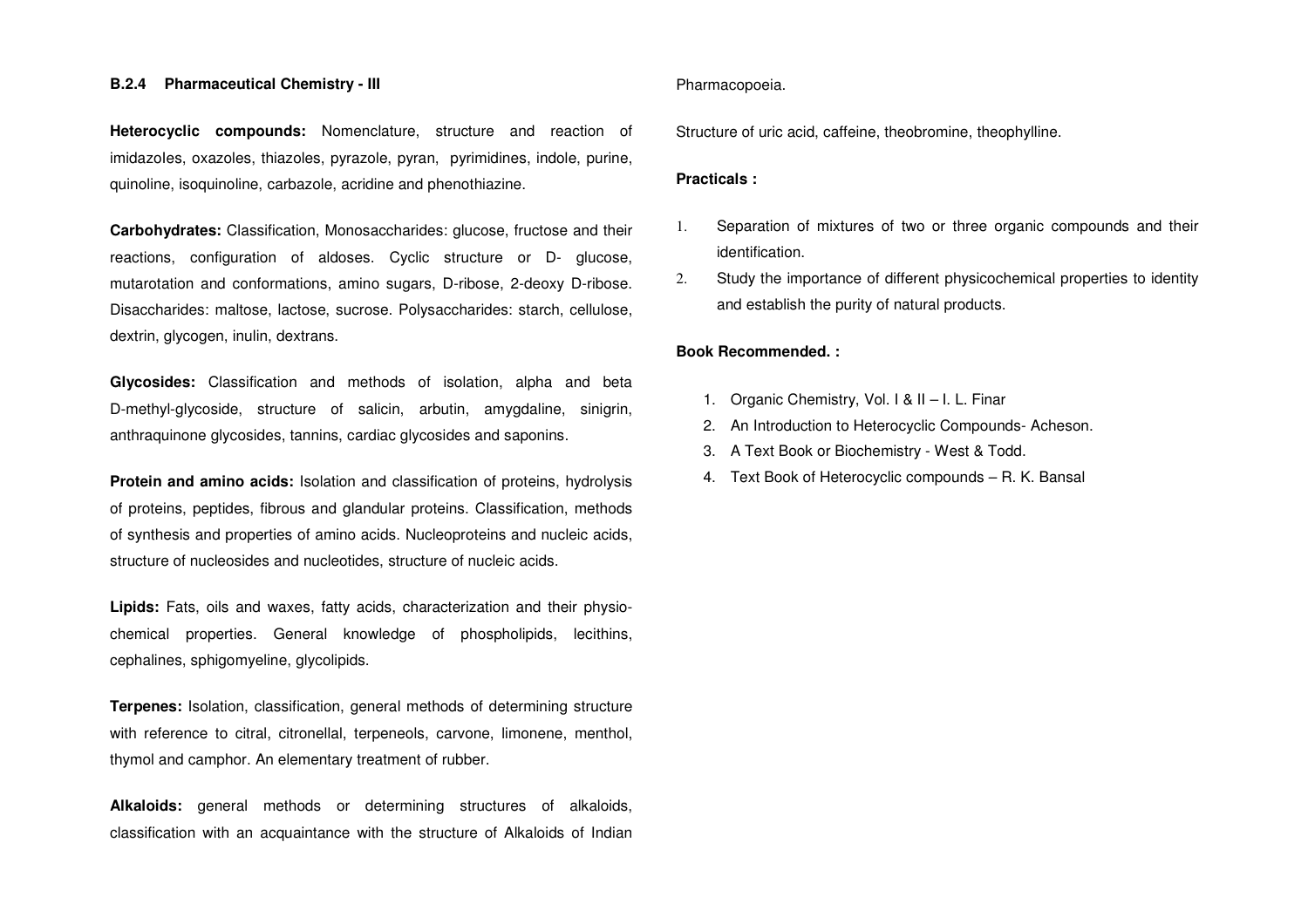### B.2.4 Pharmaceutical Chemistry - III

**Heterocyclic compounds:** Nomenclature, structure and reaction of imidazoles, oxazoles, thiazoles, pyrazole, pyran, pyrimidines, indole, purine, quinoline, isoquinoline, carbazole, acridine and phenothiazine.

**Carbohydrates:** Classification, Monosaccharides: glucose, fructose and their reactions, configuration of aldoses. Cyclic structure or D- glucose, mutarotation and conformations, amino sugars, D-ribose, 2-deoxy D-ribose. Disaccharides: maltose, lactose, sucrose. Polysaccharides: starch, cellulose, dextrin, glycogen, inulin, dextrans.

**Glycosides:** Classification and methods of isolation, alpha and beta D-methyl-glycoside, structure of salicin, arbutin, amygdaline, sinigrin, anthraquinone glycosides, tannins, cardiac glycosides and saponins.

**Protein and amino acids:** Isolation and classification of proteins, hydrolysis of proteins, peptides, fibrous and glandular proteins. Classification, methods of synthesis and properties of amino acids. Nucleoproteins and nucleic acids, structure of nucleosides and nucleotides, structure of nucleic acids.

**Lipids:** Fats, oils and waxes, fatty acids, characterization and their physio-chemical properties. General knowledge of phospholipids, lecithins, cephalines, sphigomyeline, glycolipids.

**Terpenes:** Isolation, classification, general methods of determining structure with reference to citral, citronellal, terpeneols, carvone, limonene, menthol, thymol and camphor. An elementary treatment of rubber.

**Alkaloids:** general methods or determining structures of alkaloids, classification with an acquaintance with the structure of Alkaloids of Indian Pharmacopoeia.

Structure of uric acid, caffeine, theobromine, theophylline.

**Practicals :**

1. Separation of mixtures of two or three organic compounds and their identification.
2. Study the importance of different physicochemical properties to identity and establish the purity of natural products.

**Book Recommended. :**

1. Organic Chemistry, Vol. I & II – I. L. Finar
2. An Introduction to Heterocyclic Compounds- Acheson.
3. A Text Book or Biochemistry - West & Todd.
4. Text Book of Heterocyclic compounds – R. K. Bansal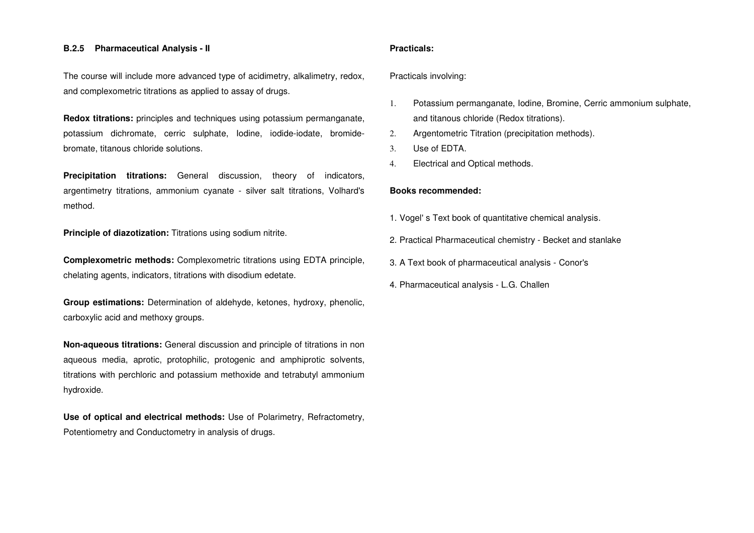## B.2.5 Pharmaceutical Analysis - II

The course will include more advanced type of acidimetry, alkalimetry, redox, and complexometric titrations as applied to assay of drugs.

**Redox titrations:** principles and techniques using potassium permanganate, potassium dichromate, cerric sulphate, Iodine, iodide-iodate, bromide-bromate, titanous chloride solutions.

**Precipitation titrations:** General discussion, theory of indicators, argentimetry titrations, ammonium cyanate - silver salt titrations, Volhard's method.

**Principle of diazotization:** Titrations using sodium nitrite.

**Complexometric methods:** Complexometric titrations using EDTA principle, chelating agents, indicators, titrations with disodium edetate.

**Group estimations:** Determination of aldehyde, ketones, hydroxy, phenolic, carboxylic acid and methoxy groups.

**Non-aqueous titrations:** General discussion and principle of titrations in non aqueous media, aprotic, protophilic, protogenic and amphiprotic solvents, titrations with perchloric and potassium methoxide and tetrabutyl ammonium hydroxide.

**Use of optical and electrical methods:** Use of Polarimetry, Refractometry, Potentiometry and Conductometry in analysis of drugs.

**Practicals:**

Practicals involving:

1. Potassium permanganate, Iodine, Bromine, Cerric ammonium sulphate, and titanous chloride (Redox titrations).
2. Argentometric Titration (precipitation methods).
3. Use of EDTA.
4. Electrical and Optical methods.

**Books recommended:**

1. Vogel' s Text book of quantitative chemical analysis.
2. Practical Pharmaceutical chemistry - Becket and stanlake
3. A Text book of pharmaceutical analysis - Conor's
4. Pharmaceutical analysis - L.G. Challen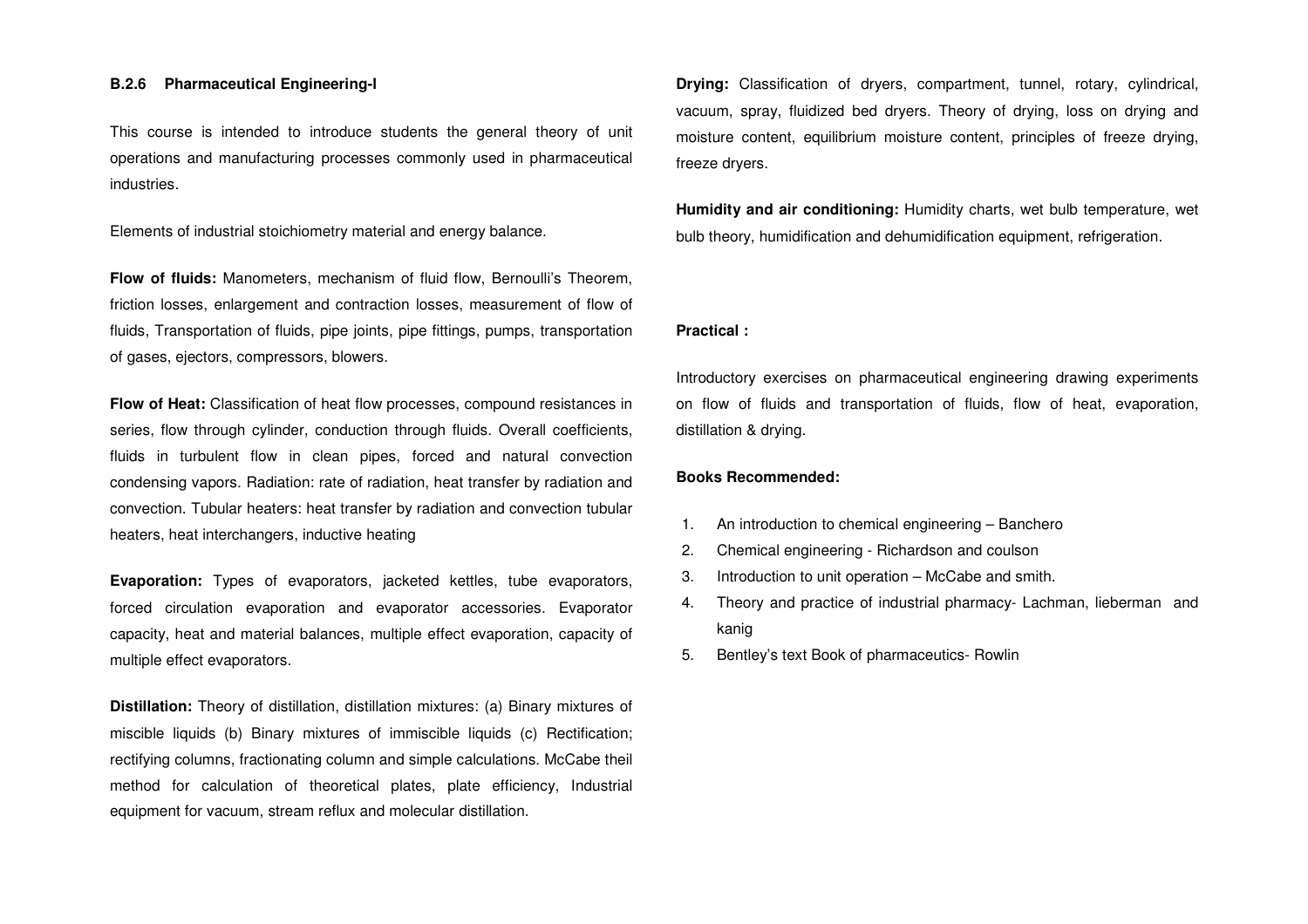### B.2.6 Pharmaceutical Engineering-I

This course is intended to introduce students the general theory of unit operations and manufacturing processes commonly used in pharmaceutical industries.

Elements of industrial stoichiometry material and energy balance.

**Flow of fluids:** Manometers, mechanism of fluid flow, Bernoulli's Theorem, friction losses, enlargement and contraction losses, measurement of flow of fluids, Transportation of fluids, pipe joints, pipe fittings, pumps, transportation of gases, ejectors, compressors, blowers.

**Flow of Heat:** Classification of heat flow processes, compound resistances in series, flow through cylinder, conduction through fluids. Overall coefficients, fluids in turbulent flow in clean pipes, forced and natural convection condensing vapors. Radiation: rate of radiation, heat transfer by radiation and convection. Tubular heaters: heat transfer by radiation and convection tubular heaters, heat interchangers, inductive heating

**Evaporation:** Types of evaporators, jacketed kettles, tube evaporators, forced circulation evaporation and evaporator accessories. Evaporator capacity, heat and material balances, multiple effect evaporation, capacity of multiple effect evaporators.

**Distillation:** Theory of distillation, distillation mixtures: (a) Binary mixtures of miscible liquids (b) Binary mixtures of immiscible liquids (c) Rectification; rectifying columns, fractionating column and simple calculations. McCabe theil method for calculation of theoretical plates, plate efficiency, Industrial equipment for vacuum, stream reflux and molecular distillation.

**Drying:** Classification of dryers, compartment, tunnel, rotary, cylindrical, vacuum, spray, fluidized bed dryers. Theory of drying, loss on drying and moisture content, equilibrium moisture content, principles of freeze drying, freeze dryers.

**Humidity and air conditioning:** Humidity charts, wet bulb temperature, wet bulb theory, humidification and dehumidification equipment, refrigeration.

**Practical :**

Introductory exercises on pharmaceutical engineering drawing experiments on flow of fluids and transportation of fluids, flow of heat, evaporation, distillation & drying.

**Books Recommended:**

1. An introduction to chemical engineering – Banchero
2. Chemical engineering - Richardson and coulson
3. Introduction to unit operation – McCabe and smith.
4. Theory and practice of industrial pharmacy- Lachman, lieberman and kanig
5. Bentley's text Book of pharmaceutics- Rowlin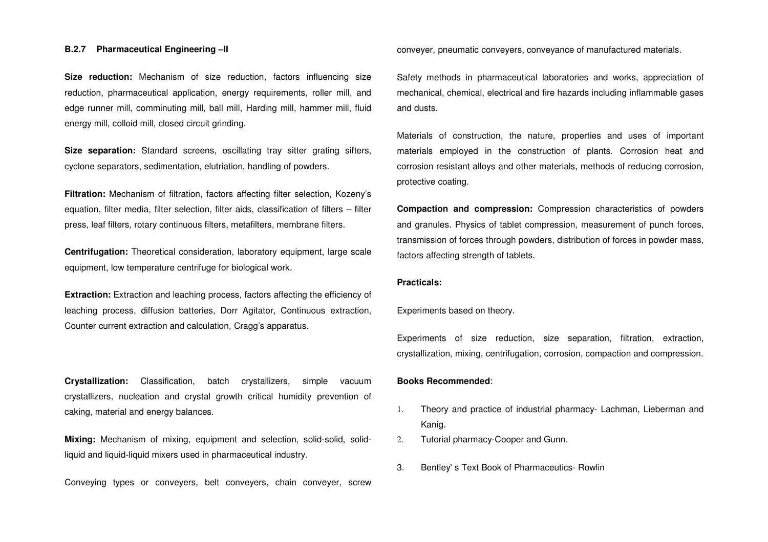**B.2.7 Pharmaceutical Engineering –II**

**Size reduction:** Mechanism of size reduction, factors influencing size reduction, pharmaceutical application, energy requirements, roller mill, and edge runner mill, comminuting mill, ball mill, Harding mill, hammer mill, fluid energy mill, colloid mill, closed circuit grinding.

**Size separation:** Standard screens, oscillating tray sitter grating sifters, cyclone separators, sedimentation, elutriation, handling of powders.

**Filtration:** Mechanism of filtration, factors affecting filter selection, Kozeny's equation, filter media, filter selection, filter aids, classification of filters – filter press, leaf filters, rotary continuous filters, metafilters, membrane filters.

**Centrifugation:** Theoretical consideration, laboratory equipment, large scale equipment, low temperature centrifuge for biological work.

**Extraction:** Extraction and leaching process, factors affecting the efficiency of leaching process, diffusion batteries, Dorr Agitator, Continuous extraction, Counter current extraction and calculation, Cragg's apparatus.

**Crystallization:** Classification, batch crystallizers, simple vacuum crystallizers, nucleation and crystal growth critical humidity prevention of caking, material and energy balances.

**Mixing:** Mechanism of mixing, equipment and selection, solid-solid, solid-liquid and liquid-liquid mixers used in pharmaceutical industry.

Conveying types or conveyers, belt conveyers, chain conveyer, screw conveyer, pneumatic conveyers, conveyance of manufactured materials.

Safety methods in pharmaceutical laboratories and works, appreciation of mechanical, chemical, electrical and fire hazards including inflammable gases and dusts.

Materials of construction, the nature, properties and uses of important materials employed in the construction of plants. Corrosion heat and corrosion resistant alloys and other materials, methods of reducing corrosion, protective coating.

**Compaction and compression:** Compression characteristics of powders and granules. Physics of tablet compression, measurement of punch forces, transmission of forces through powders, distribution of forces in powder mass, factors affecting strength of tablets.

**Practicals:**

Experiments based on theory.

Experiments of size reduction, size separation, filtration, extraction, crystallization, mixing, centrifugation, corrosion, compaction and compression.

**Books Recommended**:

1. Theory and practice of industrial pharmacy- Lachman, Lieberman and Kanig.
2. Tutorial pharmacy-Cooper and Gunn.
3. Bentley' s Text Book of Pharmaceutics- Rowlin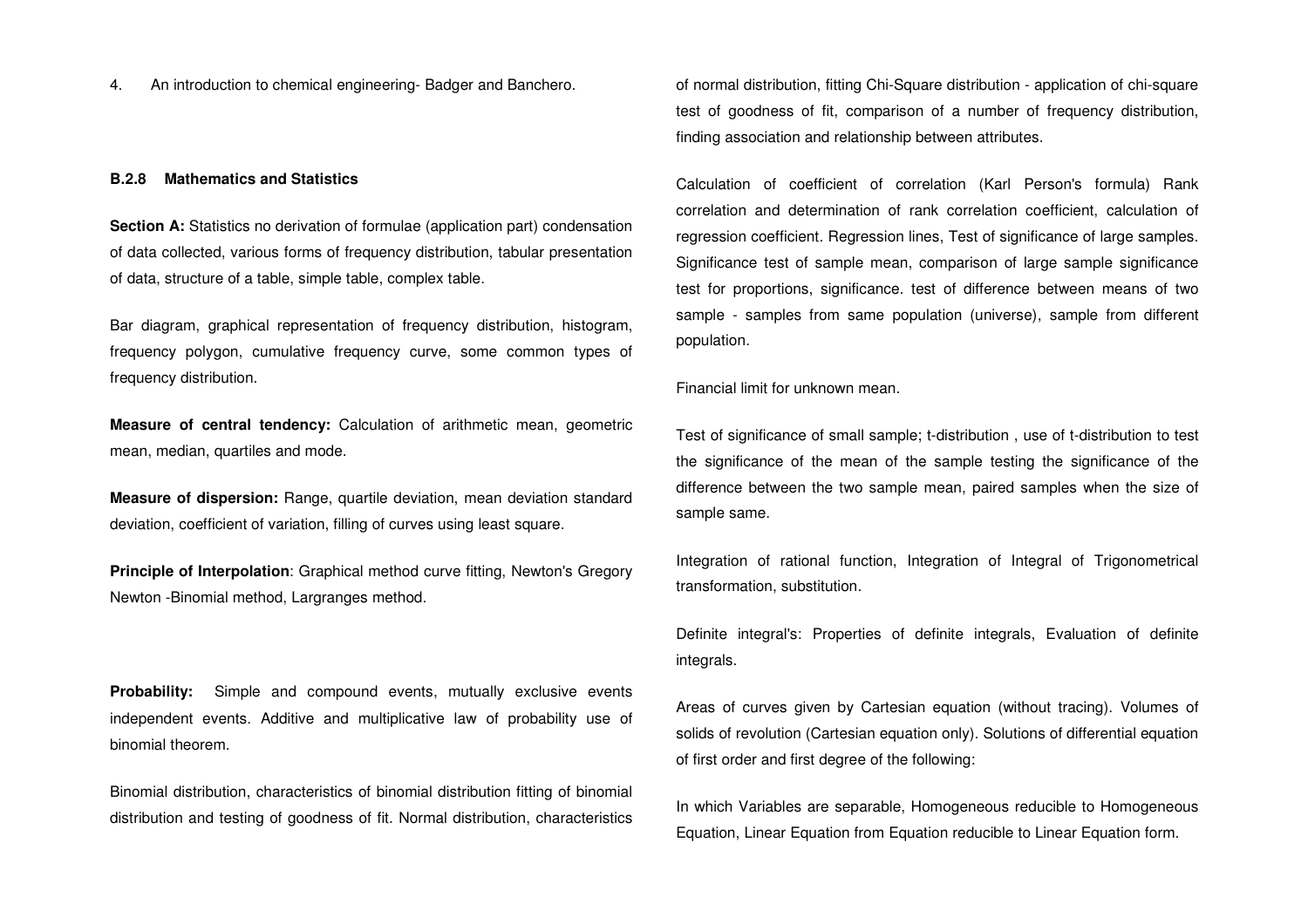4. An introduction to chemical engineering- Badger and Banchero.

### B.2.8 Mathematics and Statistics

**Section A:** Statistics no derivation of formulae (application part) condensation of data collected, various forms of frequency distribution, tabular presentation of data, structure of a table, simple table, complex table.

Bar diagram, graphical representation of frequency distribution, histogram, frequency polygon, cumulative frequency curve, some common types of frequency distribution.

**Measure of central tendency:** Calculation of arithmetic mean, geometric mean, median, quartiles and mode.

**Measure of dispersion:** Range, quartile deviation, mean deviation standard deviation, coefficient of variation, filling of curves using least square.

**Principle of Interpolation**: Graphical method curve fitting, Newton's Gregory Newton -Binomial method, Largranges method.

**Probability:** Simple and compound events, mutually exclusive events independent events. Additive and multiplicative law of probability use of binomial theorem.

Binomial distribution, characteristics of binomial distribution fitting of binomial distribution and testing of goodness of fit. Normal distribution, characteristics of normal distribution, fitting Chi-Square distribution - application of chi-square test of goodness of fit, comparison of a number of frequency distribution, finding association and relationship between attributes.

Calculation of coefficient of correlation (Karl Person's formula) Rank correlation and determination of rank correlation coefficient, calculation of regression coefficient. Regression lines, Test of significance of large samples. Significance test of sample mean, comparison of large sample significance test for proportions, significance. test of difference between means of two sample - samples from same population (universe), sample from different population.

Financial limit for unknown mean.

Test of significance of small sample; t-distribution , use of t-distribution to test the significance of the mean of the sample testing the significance of the difference between the two sample mean, paired samples when the size of sample same.

Integration of rational function, Integration of Integral of Trigonometrical transformation, substitution.

Definite integral's: Properties of definite integrals, Evaluation of definite integrals.

Areas of curves given by Cartesian equation (without tracing). Volumes of solids of revolution (Cartesian equation only). Solutions of differential equation of first order and first degree of the following:

In which Variables are separable, Homogeneous reducible to Homogeneous Equation, Linear Equation from Equation reducible to Linear Equation form.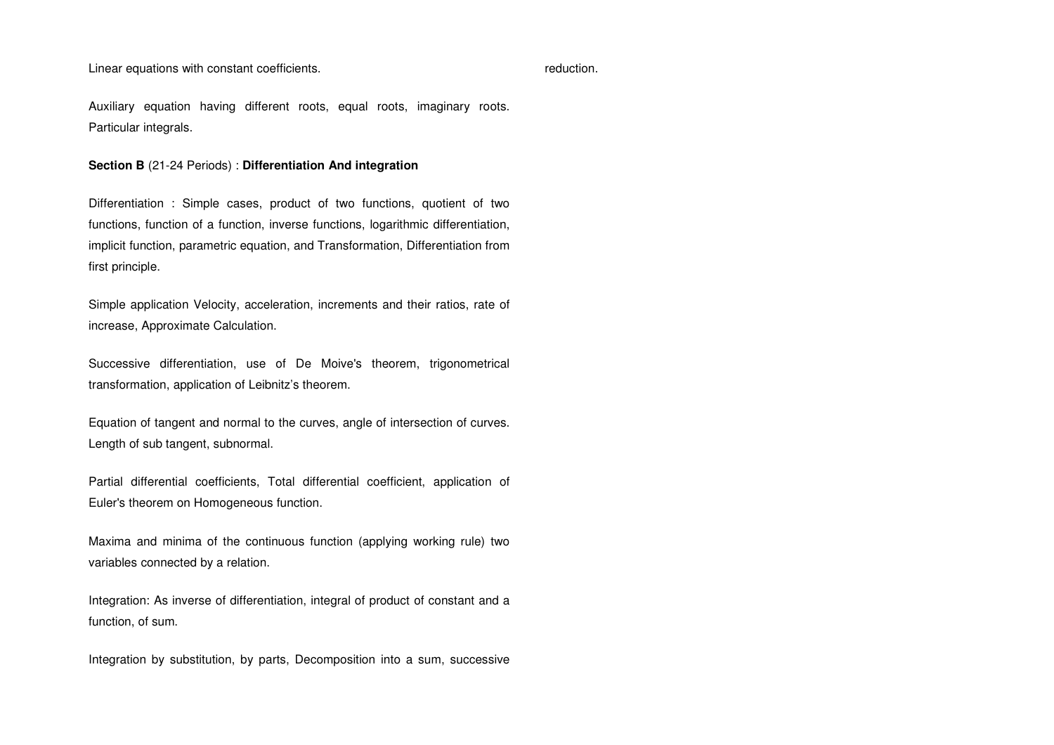Linear equations with constant coefficients.

Auxiliary equation having different roots, equal roots, imaginary roots. Particular integrals.

**Section B** (21-24 Periods) : **Differentiation And integration**

Differentiation : Simple cases, product of two functions, quotient of two functions, function of a function, inverse functions, logarithmic differentiation, implicit function, parametric equation, and Transformation, Differentiation from first principle.

Simple application Velocity, acceleration, increments and their ratios, rate of increase, Approximate Calculation.

Successive differentiation, use of De Moive's theorem, trigonometrical transformation, application of Leibnitz's theorem.

Equation of tangent and normal to the curves, angle of intersection of curves. Length of sub tangent, subnormal.

Partial differential coefficients, Total differential coefficient, application of Euler's theorem on Homogeneous function.

Maxima and minima of the continuous function (applying working rule) two variables connected by a relation.

Integration: As inverse of differentiation, integral of product of constant and a function, of sum.

Integration by substitution, by parts, Decomposition into a sum, successive reduction.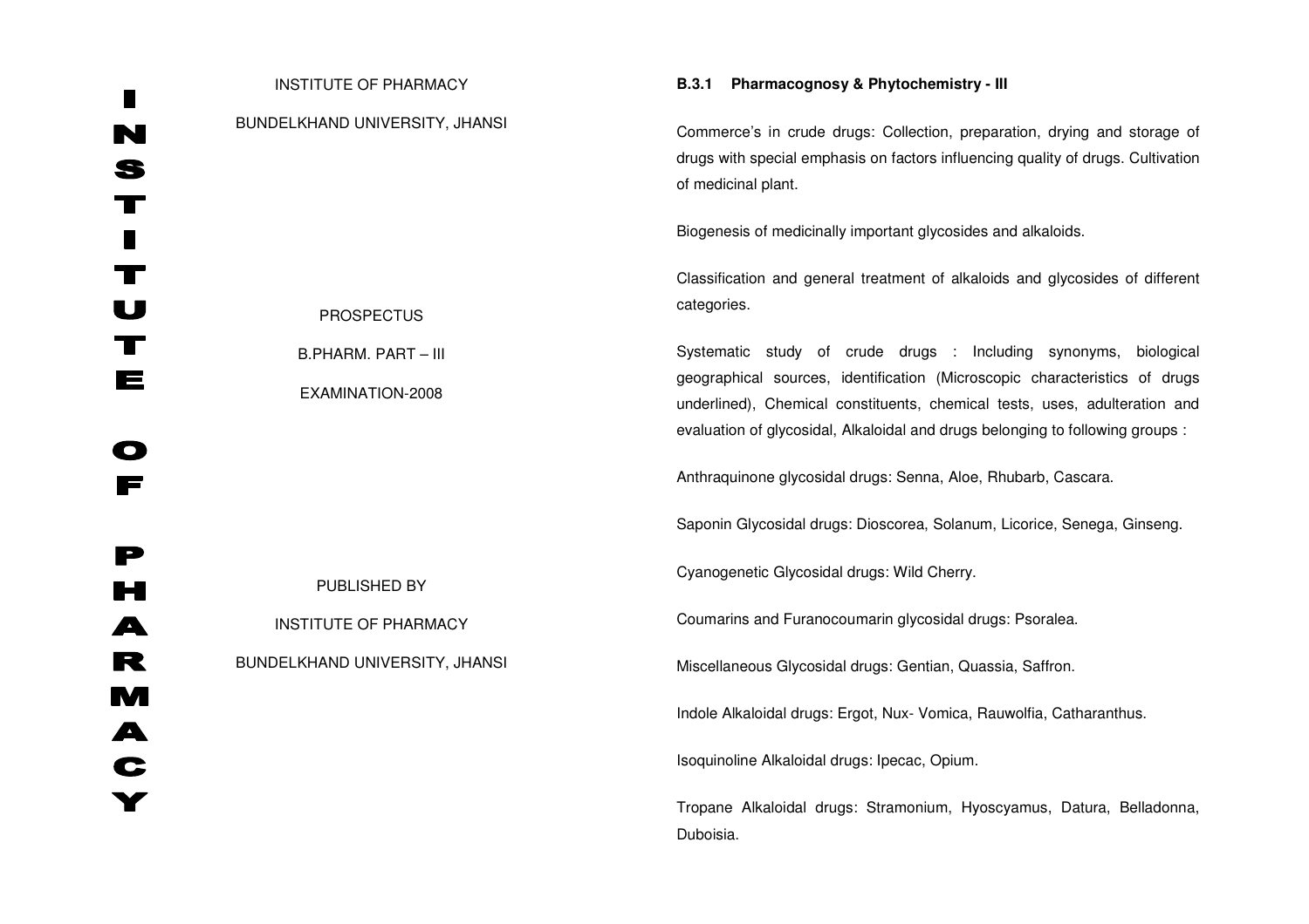INSTITUTE OF PHARMACY

INSTITUTE OF PHARMACY

BUNDELKHAND UNIVERSITY, JHANSI

PROSPECTUS

B.PHARM. PART – III

EXAMINATION-2008

PUBLISHED BY

INSTITUTE OF PHARMACY

BUNDELKHAND UNIVERSITY, JHANSI

**B.3.1 Pharmacognosy & Phytochemistry - III**

Commerce's in crude drugs: Collection, preparation, drying and storage of drugs with special emphasis on factors influencing quality of drugs. Cultivation of medicinal plant.

Biogenesis of medicinally important glycosides and alkaloids.

Classification and general treatment of alkaloids and glycosides of different categories.

Systematic study of crude drugs : Including synonyms, biological geographical sources, identification (Microscopic characteristics of drugs underlined), Chemical constituents, chemical tests, uses, adulteration and evaluation of glycosidal, Alkaloidal and drugs belonging to following groups :

Anthraquinone glycosidal drugs: Senna, Aloe, Rhubarb, Cascara.

Saponin Glycosidal drugs: Dioscorea, Solanum, Licorice, Senega, Ginseng.

Cyanogenetic Glycosidal drugs: Wild Cherry.

Coumarins and Furanocoumarin glycosidal drugs: Psoralea.

Miscellaneous Glycosidal drugs: Gentian, Quassia, Saffron.

Indole Alkaloidal drugs: Ergot, Nux- Vomica, Rauwolfia, Catharanthus.

Isoquinoline Alkaloidal drugs: Ipecac, Opium.

Tropane Alkaloidal drugs: Stramonium, Hyoscyamus, Datura, Belladonna, Duboisia.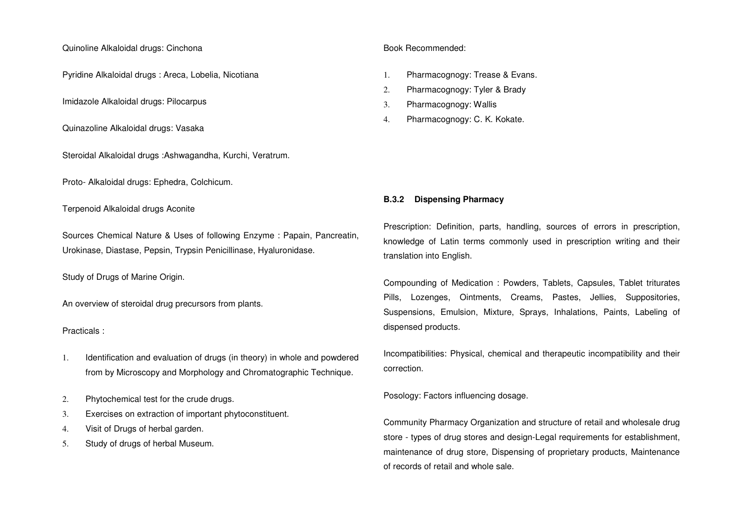Quinoline Alkaloidal drugs: Cinchona

Pyridine Alkaloidal drugs : Areca, Lobelia, Nicotiana

Imidazole Alkaloidal drugs: Pilocarpus

Quinazoline Alkaloidal drugs: Vasaka

Steroidal Alkaloidal drugs :Ashwagandha, Kurchi, Veratrum.

Proto- Alkaloidal drugs: Ephedra, Colchicum.

Terpenoid Alkaloidal drugs Aconite

Sources Chemical Nature & Uses of following Enzyme : Papain, Pancreatin, Urokinase, Diastase, Pepsin, Trypsin Penicillinase, Hyaluronidase.

Study of Drugs of Marine Origin.

An overview of steroidal drug precursors from plants.

Practicals :

1. Identification and evaluation of drugs (in theory) in whole and powdered from by Microscopy and Morphology and Chromatographic Technique.
2. Phytochemical test for the crude drugs.
3. Exercises on extraction of important phytoconstituent.
4. Visit of Drugs of herbal garden.
5. Study of drugs of herbal Museum.

Book Recommended:

1. Pharmacognogy: Trease & Evans.
2. Pharmacognogy: Tyler & Brady
3. Pharmacognogy: Wallis
4. Pharmacognogy: C. K. Kokate.

**B.3.2 Dispensing Pharmacy**

Prescription: Definition, parts, handling, sources of errors in prescription, knowledge of Latin terms commonly used in prescription writing and their translation into English.

Compounding of Medication : Powders, Tablets, Capsules, Tablet triturates Pills, Lozenges, Ointments, Creams, Pastes, Jellies, Suppositories, Suspensions, Emulsion, Mixture, Sprays, Inhalations, Paints, Labeling of dispensed products.

Incompatibilities: Physical, chemical and therapeutic incompatibility and their correction.

Posology: Factors influencing dosage.

Community Pharmacy Organization and structure of retail and wholesale drug store - types of drug stores and design-Legal requirements for establishment, maintenance of drug store, Dispensing of proprietary products, Maintenance of records of retail and whole sale.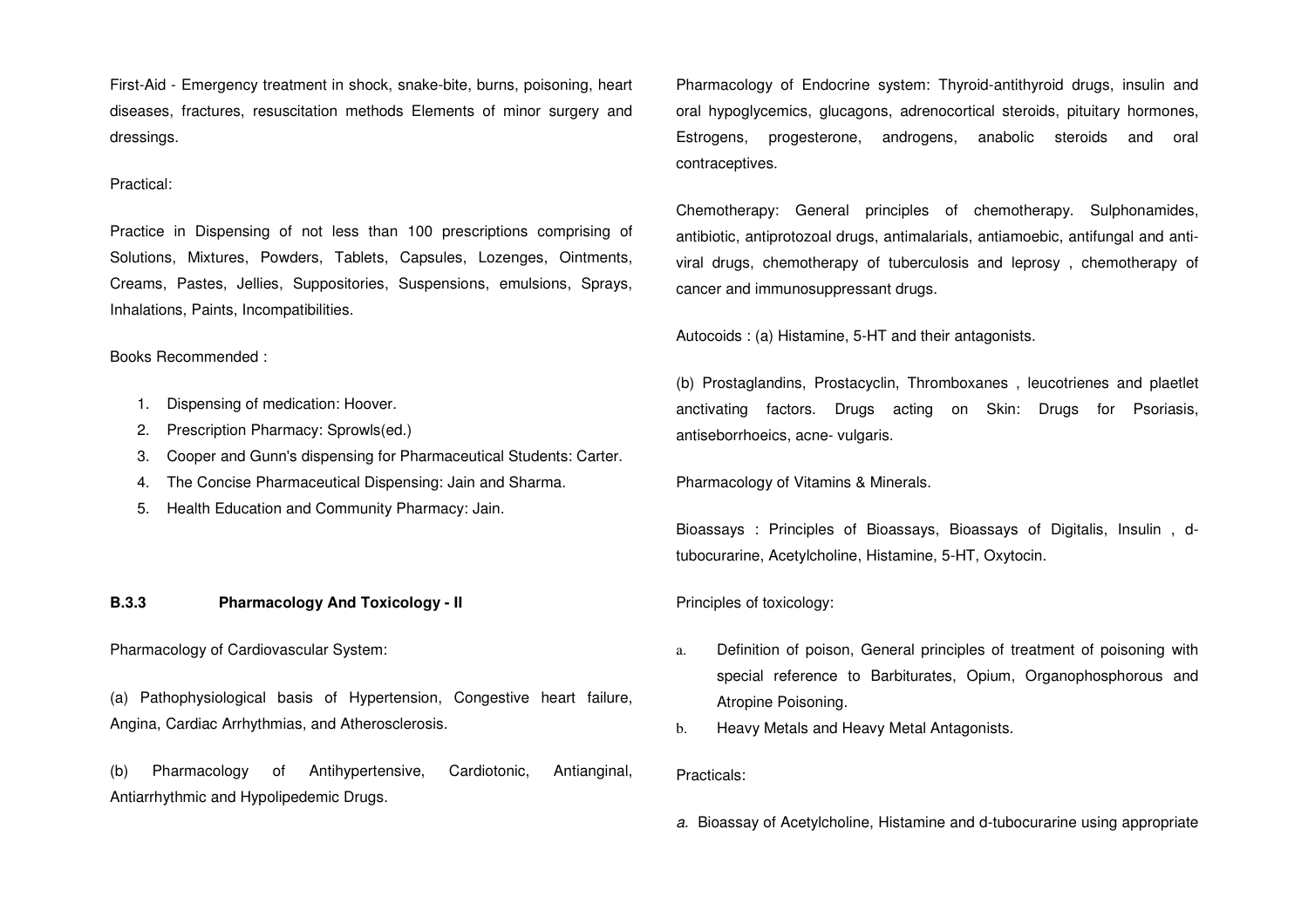First-Aid - Emergency treatment in shock, snake-bite, burns, poisoning, heart diseases, fractures, resuscitation methods Elements of minor surgery and dressings.

Practical:

Practice in Dispensing of not less than 100 prescriptions comprising of Solutions, Mixtures, Powders, Tablets, Capsules, Lozenges, Ointments, Creams, Pastes, Jellies, Suppositories, Suspensions, emulsions, Sprays, Inhalations, Paints, Incompatibilities.

Books Recommended :

1. Dispensing of medication: Hoover.
2. Prescription Pharmacy: Sprowls(ed.)
3. Cooper and Gunn's dispensing for Pharmaceutical Students: Carter.
4. The Concise Pharmaceutical Dispensing: Jain and Sharma.
5. Health Education and Community Pharmacy: Jain.

### B.3.3 Pharmacology And Toxicology - II

Pharmacology of Cardiovascular System:

(a) Pathophysiological basis of Hypertension, Congestive heart failure, Angina, Cardiac Arrhythmias, and Atherosclerosis.

(b) Pharmacology of Antihypertensive, Cardiotonic, Antianginal, Antiarrhythmic and Hypolipedemic Drugs.

Pharmacology of Endocrine system: Thyroid-antithyroid drugs, insulin and oral hypoglycemics, glucagons, adrenocortical steroids, pituitary hormones, Estrogens, progesterone, androgens, anabolic steroids and oral contraceptives.

Chemotherapy: General principles of chemotherapy. Sulphonamides, antibiotic, antiprotozoal drugs, antimalarials, antiamoebic, antifungal and anti-viral drugs, chemotherapy of tuberculosis and leprosy , chemotherapy of cancer and immunosuppressant drugs.

Autocoids : (a) Histamine, 5-HT and their antagonists.

(b) Prostaglandins, Prostacyclin, Thromboxanes , leucotrienes and plaetlet anctivating factors. Drugs acting on Skin: Drugs for Psoriasis, antiseborrhoeics, acne- vulgaris.

Pharmacology of Vitamins & Minerals.

Bioassays : Principles of Bioassays, Bioassays of Digitalis, Insulin , d-tubocurarine, Acetylcholine, Histamine, 5-HT, Oxytocin.

Principles of toxicology:

a. Definition of poison, General principles of treatment of poisoning with special reference to Barbiturates, Opium, Organophosphorous and Atropine Poisoning.
b. Heavy Metals and Heavy Metal Antagonists.

Practicals:

*a.* Bioassay of Acetylcholine, Histamine and d-tubocurarine using appropriate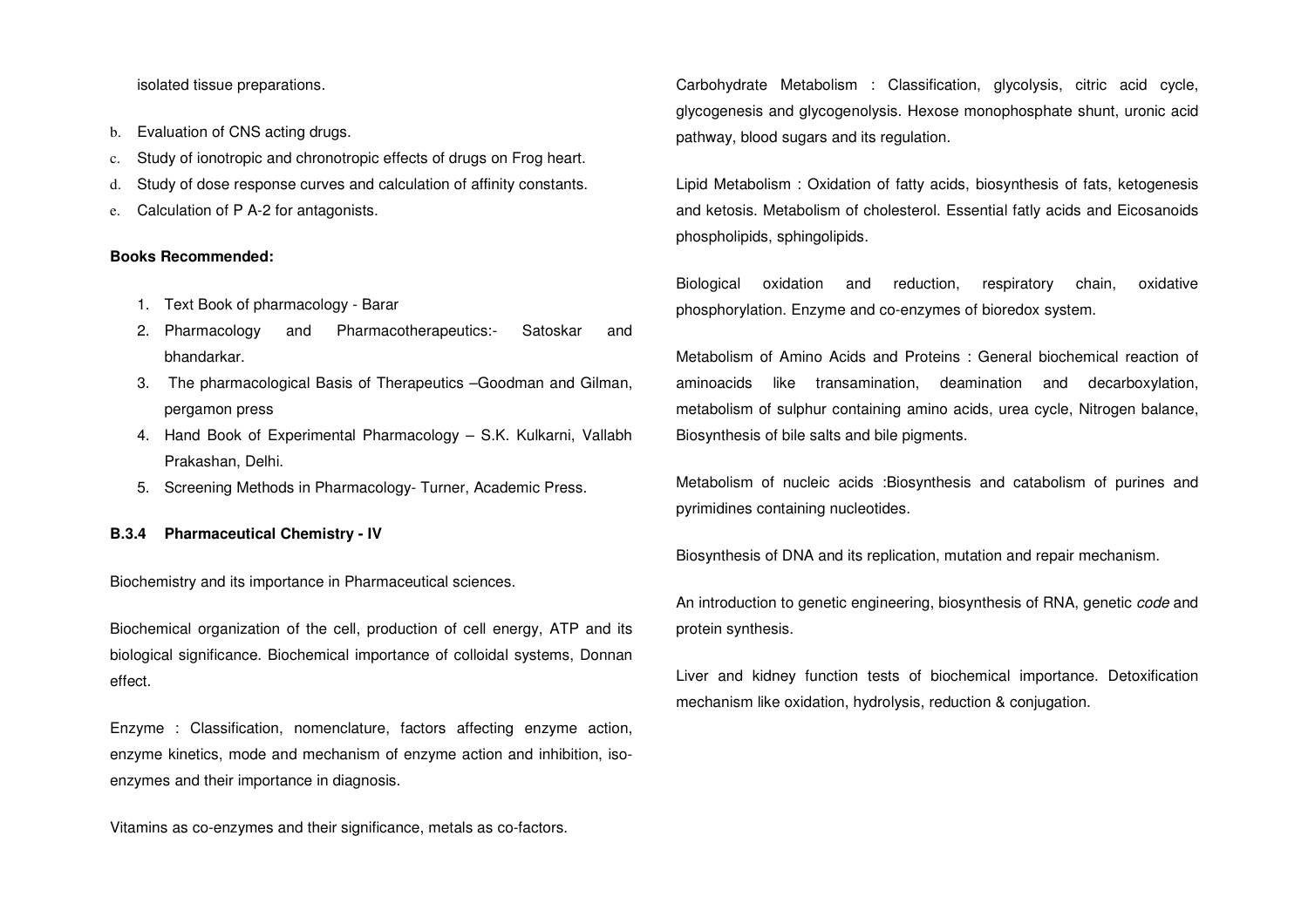isolated tissue preparations.

b. Evaluation of CNS acting drugs.
c. Study of ionotropic and chronotropic effects of drugs on Frog heart.
d. Study of dose response curves and calculation of affinity constants.
e. Calculation of P A-2 for antagonists.

**Books Recommended:**

1. Text Book of pharmacology - Barar
2. Pharmacology and Pharmacotherapeutics:- Satoskar and bhandarkar.
3. The pharmacological Basis of Therapeutics –Goodman and Gilman, pergamon press
4. Hand Book of Experimental Pharmacology – S.K. Kulkarni, Vallabh Prakashan, Delhi.
5. Screening Methods in Pharmacology- Turner, Academic Press.

**B.3.4 Pharmaceutical Chemistry - IV**

Biochemistry and its importance in Pharmaceutical sciences.

Biochemical organization of the cell, production of cell energy, ATP and its biological significance. Biochemical importance of colloidal systems, Donnan effect.

Enzyme : Classification, nomenclature, factors affecting enzyme action, enzyme kinetics, mode and mechanism of enzyme action and inhibition, iso-enzymes and their importance in diagnosis.

Vitamins as co-enzymes and their significance, metals as co-factors.

Carbohydrate Metabolism : Classification, glycolysis, citric acid cycle, glycogenesis and glycogenolysis. Hexose monophosphate shunt, uronic acid pathway, blood sugars and its regulation.

Lipid Metabolism : Oxidation of fatty acids, biosynthesis of fats, ketogenesis and ketosis. Metabolism of cholesterol. Essential fatly acids and Eicosanoids phospholipids, sphingolipids.

Biological oxidation and reduction, respiratory chain, oxidative phosphorylation. Enzyme and co-enzymes of bioredox system.

Metabolism of Amino Acids and Proteins : General biochemical reaction of aminoacids like transamination, deamination and decarboxylation, metabolism of sulphur containing amino acids, urea cycle, Nitrogen balance, Biosynthesis of bile salts and bile pigments.

Metabolism of nucleic acids :Biosynthesis and catabolism of purines and pyrimidines containing nucleotides.

Biosynthesis of DNA and its replication, mutation and repair mechanism.

An introduction to genetic engineering, biosynthesis of RNA, genetic *code* and protein synthesis.

Liver and kidney function tests of biochemical importance. Detoxification mechanism like oxidation, hydrolysis, reduction & conjugation.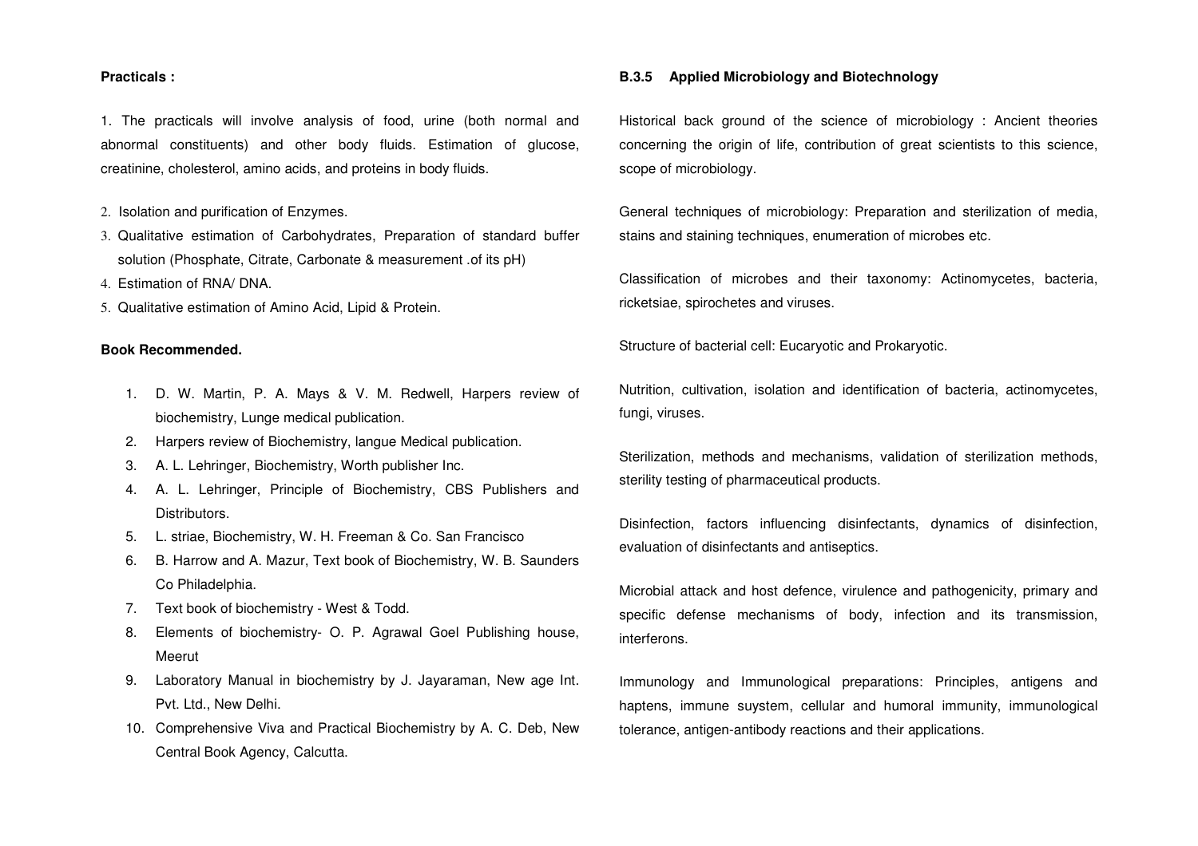**Practicals :**

1. The practicals will involve analysis of food, urine (both normal and abnormal constituents) and other body fluids. Estimation of glucose, creatinine, cholesterol, amino acids, and proteins in body fluids.

2. Isolation and purification of Enzymes.
3. Qualitative estimation of Carbohydrates, Preparation of standard buffer solution (Phosphate, Citrate, Carbonate & measurement .of its pH)
4. Estimation of RNA/ DNA.
5. Qualitative estimation of Amino Acid, Lipid & Protein.

**Book Recommended.**

1. D. W. Martin, P. A. Mays & V. M. Redwell, Harpers review of biochemistry, Lunge medical publication.
2. Harpers review of Biochemistry, langue Medical publication.
3. A. L. Lehringer, Biochemistry, Worth publisher Inc.
4. A. L. Lehringer, Principle of Biochemistry, CBS Publishers and Distributors.
5. L. striae, Biochemistry, W. H. Freeman & Co. San Francisco
6. B. Harrow and A. Mazur, Text book of Biochemistry, W. B. Saunders Co Philadelphia.
7. Text book of biochemistry - West & Todd.
8. Elements of biochemistry- O. P. Agrawal Goel Publishing house, Meerut
9. Laboratory Manual in biochemistry by J. Jayaraman, New age Int. Pvt. Ltd., New Delhi.
10. Comprehensive Viva and Practical Biochemistry by A. C. Deb, New Central Book Agency, Calcutta.

**B.3.5 Applied Microbiology and Biotechnology**

Historical back ground of the science of microbiology : Ancient theories concerning the origin of life, contribution of great scientists to this science, scope of microbiology.

General techniques of microbiology: Preparation and sterilization of media, stains and staining techniques, enumeration of microbes etc.

Classification of microbes and their taxonomy: Actinomycetes, bacteria, ricketsiae, spirochetes and viruses.

Structure of bacterial cell: Eucaryotic and Prokaryotic.

Nutrition, cultivation, isolation and identification of bacteria, actinomycetes, fungi, viruses.

Sterilization, methods and mechanisms, validation of sterilization methods, sterility testing of pharmaceutical products.

Disinfection, factors influencing disinfectants, dynamics of disinfection, evaluation of disinfectants and antiseptics.

Microbial attack and host defence, virulence and pathogenicity, primary and specific defense mechanisms of body, infection and its transmission, interferons.

Immunology and Immunological preparations: Principles, antigens and haptens, immune suystem, cellular and humoral immunity, immunological tolerance, antigen-antibody reactions and their applications.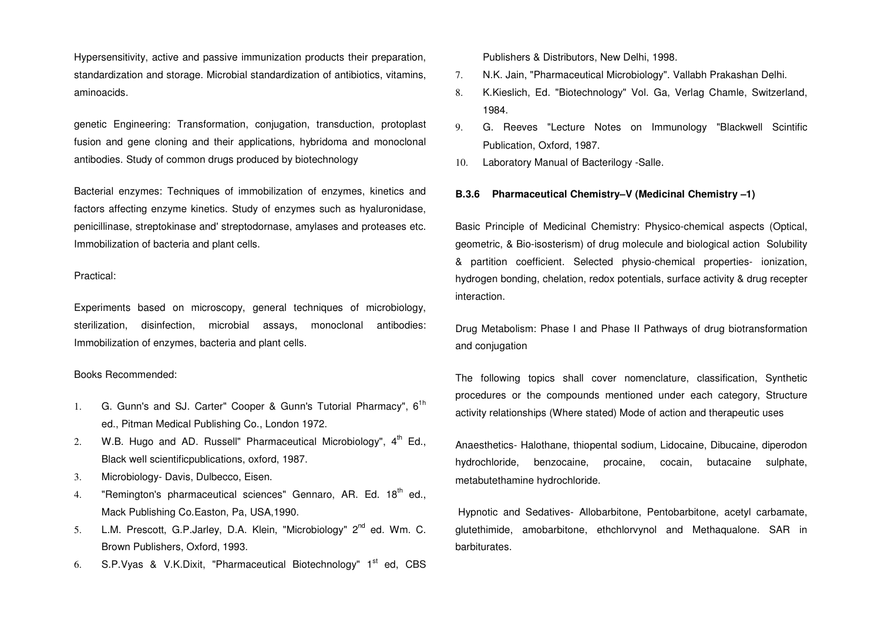Hypersensitivity, active and passive immunization products their preparation, standardization and storage. Microbial standardization of antibiotics, vitamins, aminoacids.

genetic Engineering: Transformation, conjugation, transduction, protoplast fusion and gene cloning and their applications, hybridoma and monoclonal antibodies. Study of common drugs produced by biotechnology

Bacterial enzymes: Techniques of immobilization of enzymes, kinetics and factors affecting enzyme kinetics. Study of enzymes such as hyaluronidase, penicillinase, streptokinase and' streptodornase, amylases and proteases etc. Immobilization of bacteria and plant cells.

Practical:

Experiments based on microscopy, general techniques of microbiology, sterilization, disinfection, microbial assays, monoclonal antibodies: Immobilization of enzymes, bacteria and plant cells.

Books Recommended:

1. G. Gunn's and SJ. Carter" Cooper & Gunn's Tutorial Pharmacy", 6[1h] ed., Pitman Medical Publishing Co., London 1972.
2. W.B. Hugo and AD. Russell" Pharmaceutical Microbiology", 4[th] Ed., Black well scientificpublications, oxford, 1987.
3. Microbiology- Davis, Dulbecco, Eisen.
4. "Remington's pharmaceutical sciences" Gennaro, AR. Ed. 18[th] ed., Mack Publishing Co.Easton, Pa, USA,1990.
5. L.M. Prescott, G.P.Jarley, D.A. Klein, "Microbiology" 2[nd] ed. Wm. C. Brown Publishers, Oxford, 1993.
6. S.P.Vyas & V.K.Dixit, "Pharmaceutical Biotechnology" 1[st] ed, CBS Publishers & Distributors, New Delhi, 1998.
7. N.K. Jain, "Pharmaceutical Microbiology". Vallabh Prakashan Delhi.
8. K.Kieslich, Ed. "Biotechnology" Vol. Ga, Verlag Chamle, Switzerland, 1984.
9. G. Reeves "Lecture Notes on Immunology "Blackwell Scintific Publication, Oxford, 1987.
10. Laboratory Manual of Bacterilogy -Salle.

**B.3.6 Pharmaceutical Chemistry–V (Medicinal Chemistry –1)**

Basic Principle of Medicinal Chemistry: Physico-chemical aspects (Optical, geometric, & Bio-isosterism) of drug molecule and biological action Solubility & partition coefficient. Selected physio-chemical properties- ionization, hydrogen bonding, chelation, redox potentials, surface activity & drug recepter interaction.

Drug Metabolism: Phase I and Phase II Pathways of drug biotransformation and conjugation

The following topics shall cover nomenclature, classification, Synthetic procedures or the compounds mentioned under each category, Structure activity relationships (Where stated) Mode of action and therapeutic uses

Anaesthetics- Halothane, thiopental sodium, Lidocaine, Dibucaine, diperodon hydrochloride, benzocaine, procaine, cocain, butacaine sulphate, metabutethamine hydrochloride.

Hypnotic and Sedatives- Allobarbitone, Pentobarbitone, acetyl carbamate, glutethimide, amobarbitone, ethchlorvynol and Methaqualone. SAR in barbiturates.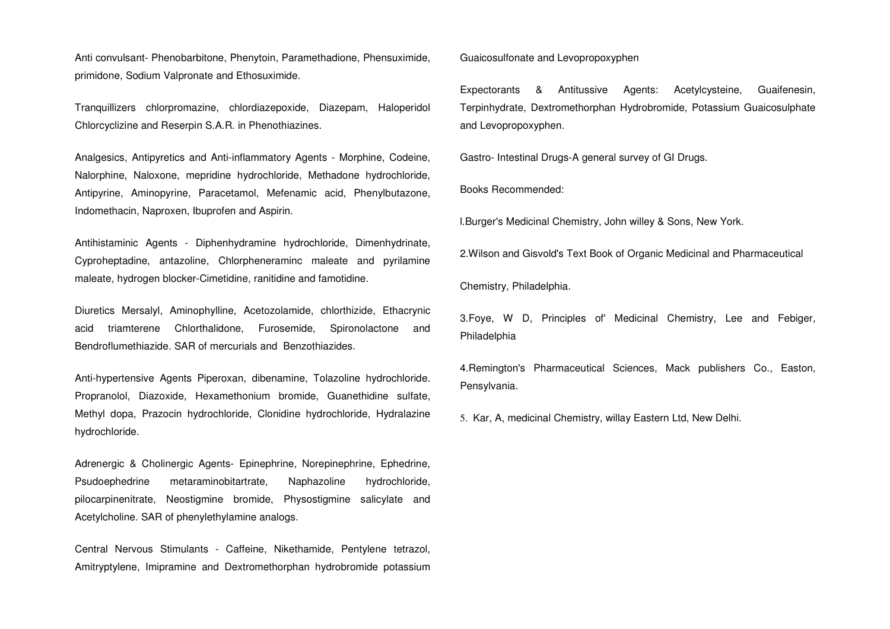Anti convulsant- Phenobarbitone, Phenytoin, Paramethadione, Phensuximide, primidone, Sodium Valpronate and Ethosuximide.

Tranquillizers chlorpromazine, chlordiazepoxide, Diazepam, Haloperidol Chlorcyclizine and Reserpin S.A.R. in Phenothiazines.

Analgesics, Antipyretics and Anti-inflammatory Agents - Morphine, Codeine, Nalorphine, Naloxone, mepridine hydrochloride, Methadone hydrochloride, Antipyrine, Aminopyrine, Paracetamol, Mefenamic acid, Phenylbutazone, Indomethacin, Naproxen, Ibuprofen and Aspirin.

Antihistaminic Agents - Diphenhydramine hydrochloride, Dimenhydrinate, Cyproheptadine, antazoline, Chlorpheneraminc maleate and pyrilamine maleate, hydrogen blocker-Cimetidine, ranitidine and famotidine.

Diuretics Mersalyl, Aminophylline, Acetozolamide, chlorthizide, Ethacrynic acid triamterene Chlorthalidone, Furosemide, Spironolactone and Bendroflumethiazide. SAR of mercurials and Benzothiazides.

Anti-hypertensive Agents Piperoxan, dibenamine, Tolazoline hydrochloride. Propranolol, Diazoxide, Hexamethonium bromide, Guanethidine sulfate, Methyl dopa, Prazocin hydrochloride, Clonidine hydrochloride, Hydralazine hydrochloride.

Adrenergic & Cholinergic Agents- Epinephrine, Norepinephrine, Ephedrine, Psudoephedrine metaraminobitartrate, Naphazoline hydrochloride, pilocarpinenitrate, Neostigmine bromide, Physostigmine salicylate and Acetylcholine. SAR of phenylethylamine analogs.

Central Nervous Stimulants - Caffeine, Nikethamide, Pentylene tetrazol, Amitryptylene, Imipramine and Dextromethorphan hydrobromide potassium Guaicosulfonate and Levopropoxyphen

Expectorants & Antitussive Agents: Acetylcysteine, Guaifenesin, Terpinhydrate, Dextromethorphan Hydrobromide, Potassium Guaicosulphate and Levopropoxyphen.

Gastro- Intestinal Drugs-A general survey of GI Drugs.

Books Recommended:

l.Burger's Medicinal Chemistry, John willey & Sons, New York.

2.Wilson and Gisvold's Text Book of Organic Medicinal and Pharmaceutical Chemistry, Philadelphia.

3.Foye, W D, Principles of' Medicinal Chemistry, Lee and Febiger, Philadelphia

4.Remington's Pharmaceutical Sciences, Mack publishers Co., Easton, Pensylvania.

5. Kar, A, medicinal Chemistry, willay Eastern Ltd, New Delhi.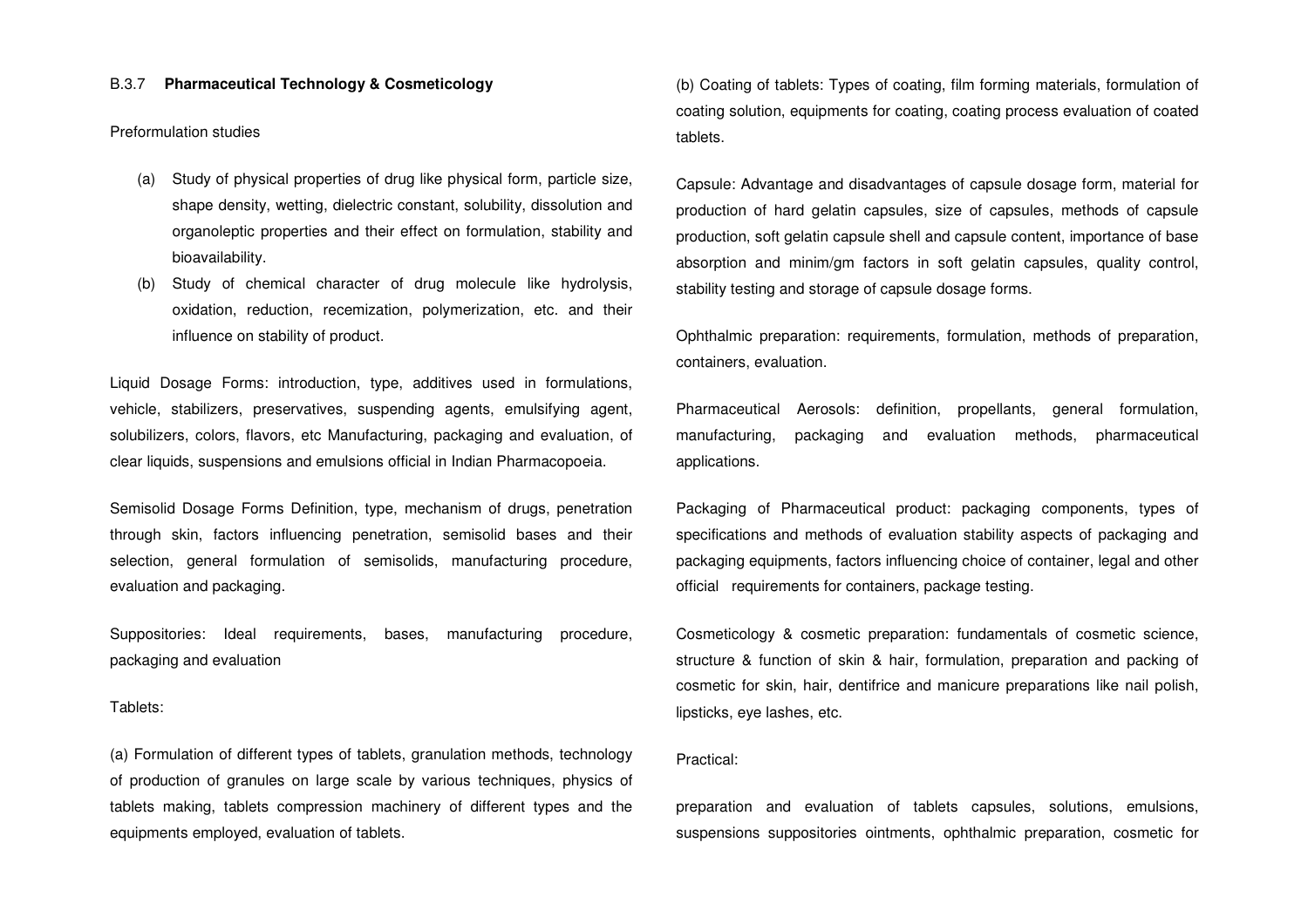B.3.7 **Pharmaceutical Technology & Cosmeticology**

Preformulation studies

(a) Study of physical properties of drug like physical form, particle size, shape density, wetting, dielectric constant, solubility, dissolution and organoleptic properties and their effect on formulation, stability and bioavailability.
(b) Study of chemical character of drug molecule like hydrolysis, oxidation, reduction, recemization, polymerization, etc. and their influence on stability of product.

Liquid Dosage Forms: introduction, type, additives used in formulations, vehicle, stabilizers, preservatives, suspending agents, emulsifying agent, solubilizers, colors, flavors, etc Manufacturing, packaging and evaluation, of clear liquids, suspensions and emulsions official in Indian Pharmacopoeia.

Semisolid Dosage Forms Definition, type, mechanism of drugs, penetration through skin, factors influencing penetration, semisolid bases and their selection, general formulation of semisolids, manufacturing procedure, evaluation and packaging.

Suppositories: Ideal requirements, bases, manufacturing procedure, packaging and evaluation

Tablets:

(a) Formulation of different types of tablets, granulation methods, technology of production of granules on large scale by various techniques, physics of tablets making, tablets compression machinery of different types and the equipments employed, evaluation of tablets.

(b) Coating of tablets: Types of coating, film forming materials, formulation of coating solution, equipments for coating, coating process evaluation of coated tablets.

Capsule: Advantage and disadvantages of capsule dosage form, material for production of hard gelatin capsules, size of capsules, methods of capsule production, soft gelatin capsule shell and capsule content, importance of base absorption and minim/gm factors in soft gelatin capsules, quality control, stability testing and storage of capsule dosage forms.

Ophthalmic preparation: requirements, formulation, methods of preparation, containers, evaluation.

Pharmaceutical Aerosols: definition, propellants, general formulation, manufacturing, packaging and evaluation methods, pharmaceutical applications.

Packaging of Pharmaceutical product: packaging components, types of specifications and methods of evaluation stability aspects of packaging and packaging equipments, factors influencing choice of container, legal and other official requirements for containers, package testing.

Cosmeticology & cosmetic preparation: fundamentals of cosmetic science, structure & function of skin & hair, formulation, preparation and packing of cosmetic for skin, hair, dentifrice and manicure preparations like nail polish, lipsticks, eye lashes, etc.

Practical:

preparation and evaluation of tablets capsules, solutions, emulsions, suspensions suppositories ointments, ophthalmic preparation, cosmetic for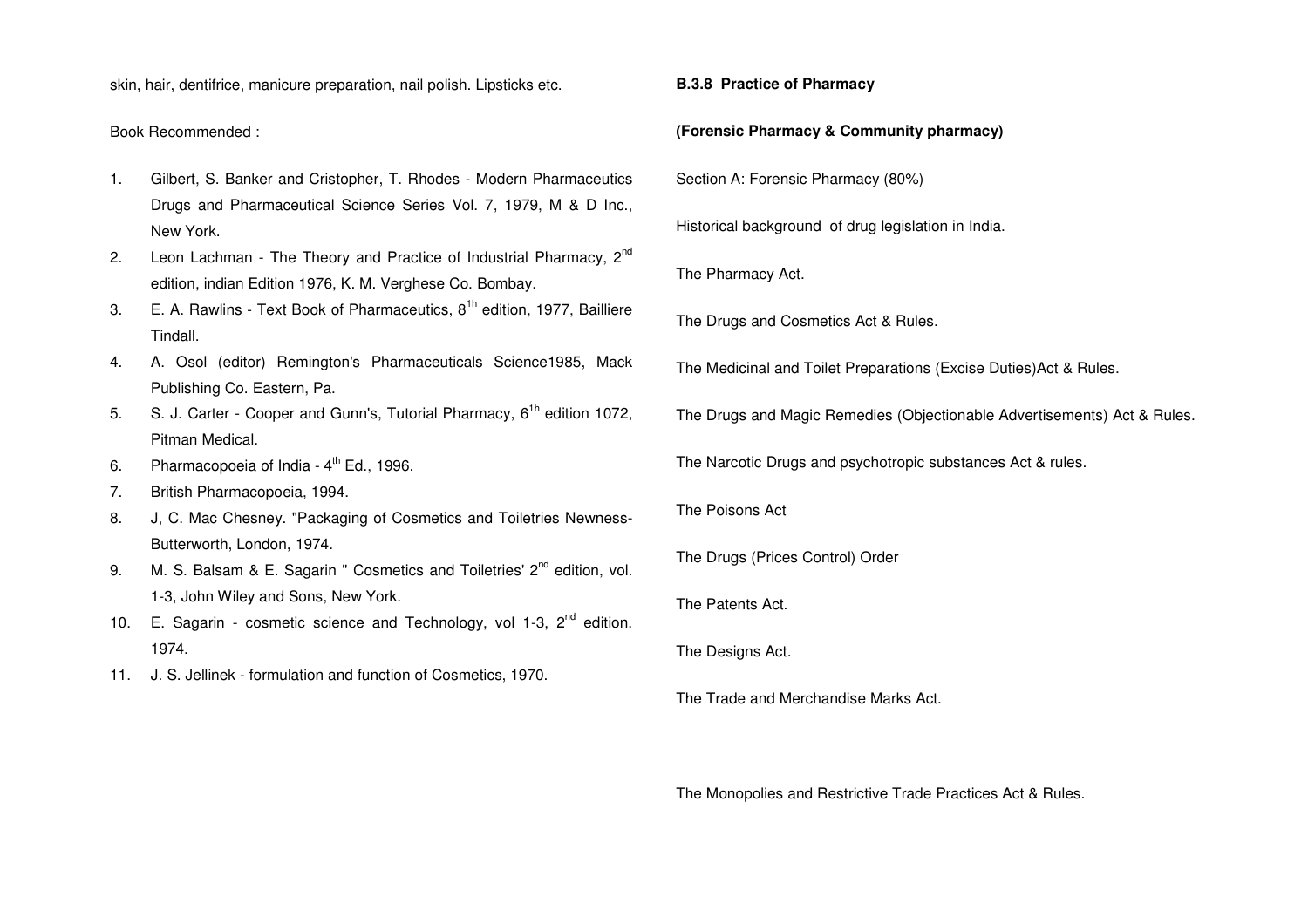skin, hair, dentifrice, manicure preparation, nail polish. Lipsticks etc.

Book Recommended :

1. Gilbert, S. Banker and Cristopher, T. Rhodes - Modern Pharmaceutics Drugs and Pharmaceutical Science Series Vol. 7, 1979, M & D Inc., New York.
2. Leon Lachman - The Theory and Practice of Industrial Pharmacy, 2nd edition, indian Edition 1976, K. M. Verghese Co. Bombay.
3. E. A. Rawlins - Text Book of Pharmaceutics, 8th edition, 1977, Bailliere Tindall.
4. A. Osol (editor) Remington's Pharmaceuticals Science1985, Mack Publishing Co. Eastern, Pa.
5. S. J. Carter - Cooper and Gunn's, Tutorial Pharmacy, 6th edition 1072, Pitman Medical.
6. Pharmacopoeia of India - 4th Ed., 1996.
7. British Pharmacopoeia, 1994.
8. J, C. Mac Chesney. "Packaging of Cosmetics and Toiletries Newness-Butterworth, London, 1974.
9. M. S. Balsam & E. Sagarin " Cosmetics and Toiletries' 2nd edition, vol. 1-3, John Wiley and Sons, New York.
10. E. Sagarin - cosmetic science and Technology, vol 1-3, 2nd edition. 1974.
11. J. S. Jellinek - formulation and function of Cosmetics, 1970.

**B.3.8 Practice of Pharmacy**

**(Forensic Pharmacy & Community pharmacy)**

Section A: Forensic Pharmacy (80%)

Historical background of drug legislation in India.

The Pharmacy Act.

The Drugs and Cosmetics Act & Rules.

The Medicinal and Toilet Preparations (Excise Duties)Act & Rules.

The Drugs and Magic Remedies (Objectionable Advertisements) Act & Rules.

The Narcotic Drugs and psychotropic substances Act & rules.

The Poisons Act

The Drugs (Prices Control) Order

The Patents Act.

The Designs Act.

The Trade and Merchandise Marks Act.

The Monopolies and Restrictive Trade Practices Act & Rules.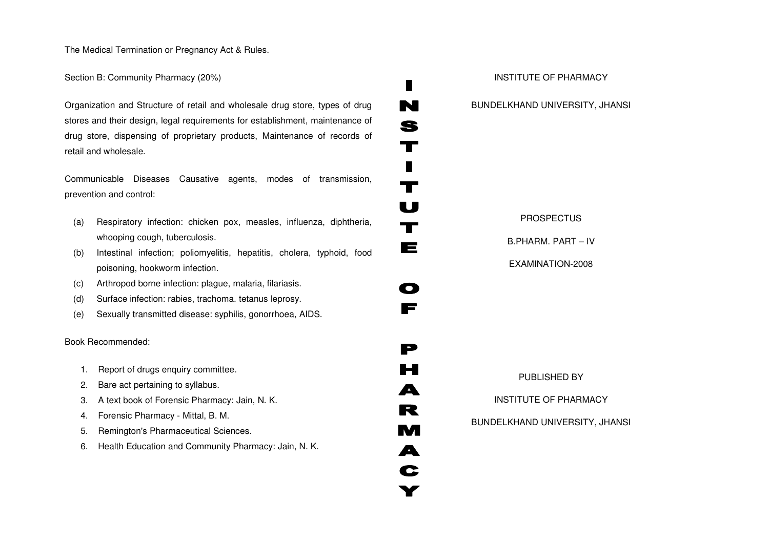The Medical Termination or Pregnancy Act & Rules.

Section B: Community Pharmacy (20%)

Organization and Structure of retail and wholesale drug store, types of drug stores and their design, legal requirements for establishment, maintenance of drug store, dispensing of proprietary products, Maintenance of records of retail and wholesale.

Communicable Diseases Causative agents, modes of transmission, prevention and control:

(a) Respiratory infection: chicken pox, measles, influenza, diphtheria, whooping cough, tuberculosis.
(b) Intestinal infection; poliomyelitis, hepatitis, cholera, typhoid, food poisoning, hookworm infection.
(c) Arthropod borne infection: plague, malaria, filariasis.
(d) Surface infection: rabies, trachoma. tetanus leprosy.
(e) Sexually transmitted disease: syphilis, gonorrhoea, AIDS.

Book Recommended:

1. Report of drugs enquiry committee.
2. Bare act pertaining to syllabus.
3. A text book of Forensic Pharmacy: Jain, N. K.
4. Forensic Pharmacy - Mittal, B. M.
5. Remington's Pharmaceutical Sciences.
6. Health Education and Community Pharmacy: Jain, N. K.

INSTITUTE OF PHARMACY

INSTITUTE OF PHARMACY

BUNDELKHAND UNIVERSITY, JHANSI

PROSPECTUS

B.PHARM. PART – IV

EXAMINATION-2008

PUBLISHED BY

INSTITUTE OF PHARMACY

BUNDELKHAND UNIVERSITY, JHANSI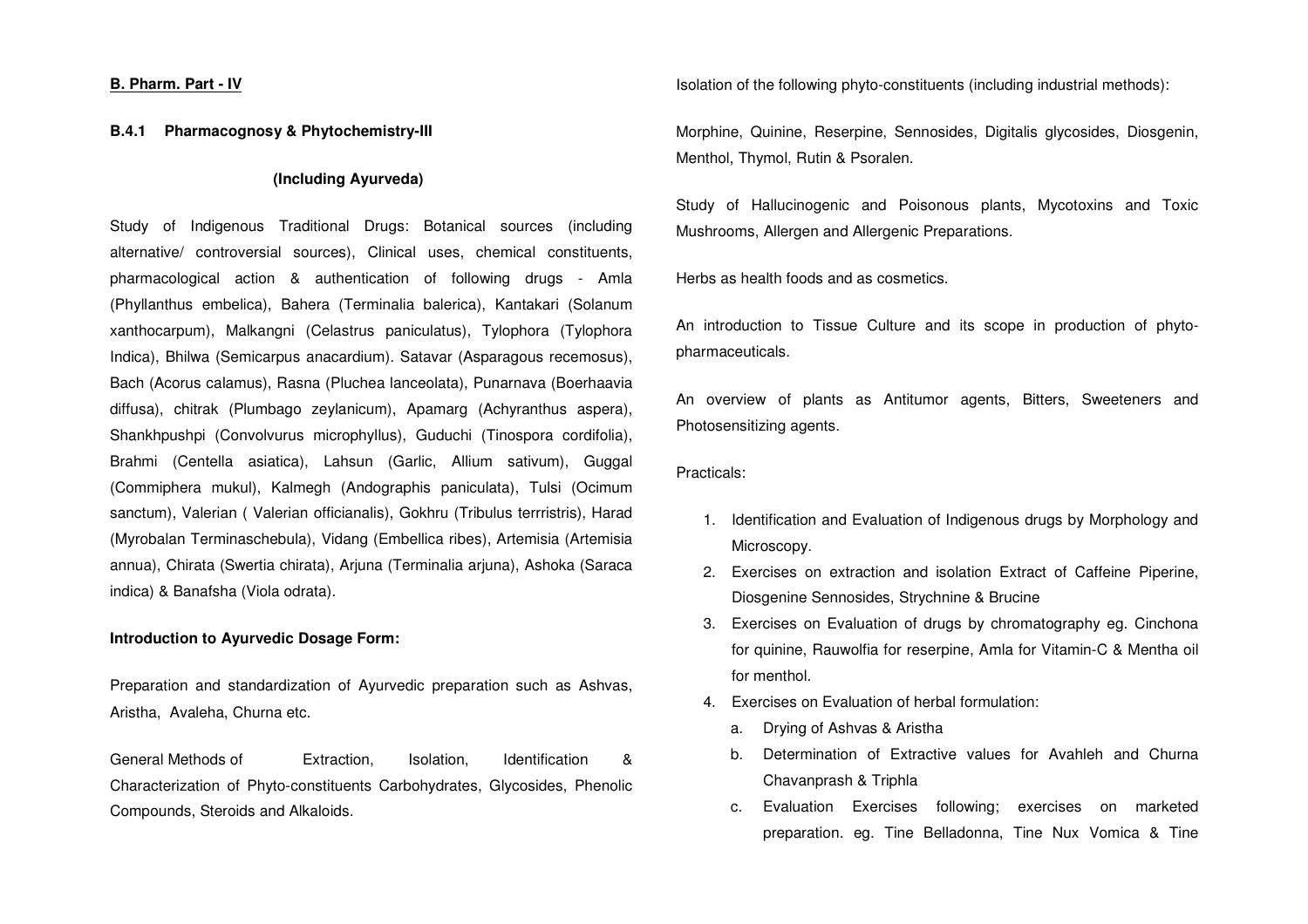**B. Pharm. Part - IV**

**B.4.1 Pharmacognosy & Phytochemistry-III**

**(Including Ayurveda)**

Study of Indigenous Traditional Drugs: Botanical sources (including alternative/ controversial sources), Clinical uses, chemical constituents, pharmacological action & authentication of following drugs - Amla (Phyllanthus embelica), Bahera (Terminalia balerica), Kantakari (Solanum xanthocarpum), Malkangni (Celastrus paniculatus), Tylophora (Tylophora Indica), Bhilwa (Semicarpus anacardium). Satavar (Asparagous recemosus), Bach (Acorus calamus), Rasna (Pluchea lanceolata), Punarnava (Boerhaavia diffusa), chitrak (Plumbago zeylanicum), Apamarg (Achyranthus aspera), Shankhpushpi (Convolvurus microphyllus), Guduchi (Tinospora cordifolia), Brahmi (Centella asiatica), Lahsun (Garlic, Allium sativum), Guggal (Commiphera mukul), Kalmegh (Andographis paniculata), Tulsi (Ocimum sanctum), Valerian ( Valerian officianalis), Gokhru (Tribulus terrristris), Harad (Myrobalan Terminaschebula), Vidang (Embellica ribes), Artemisia (Artemisia annua), Chirata (Swertia chirata), Arjuna (Terminalia arjuna), Ashoka (Saraca indica) & Banafsha (Viola odrata).

**Introduction to Ayurvedic Dosage Form:**

Preparation and standardization of Ayurvedic preparation such as Ashvas, Aristha, Avaleha, Churna etc.

General Methods of Extraction, Isolation, Identification & Characterization of Phyto-constituents Carbohydrates, Glycosides, Phenolic Compounds, Steroids and Alkaloids.

Isolation of the following phyto-constituents (including industrial methods):

Morphine, Quinine, Reserpine, Sennosides, Digitalis glycosides, Diosgenin, Menthol, Thymol, Rutin & Psoralen.

Study of Hallucinogenic and Poisonous plants, Mycotoxins and Toxic Mushrooms, Allergen and Allergenic Preparations.

Herbs as health foods and as cosmetics.

An introduction to Tissue Culture and its scope in production of phyto-pharmaceuticals.

An overview of plants as Antitumor agents, Bitters, Sweeteners and Photosensitizing agents.

Practicals:

1. Identification and Evaluation of Indigenous drugs by Morphology and Microscopy.
2. Exercises on extraction and isolation Extract of Caffeine Piperine, Diosgenine Sennosides, Strychnine & Brucine
3. Exercises on Evaluation of drugs by chromatography eg. Cinchona for quinine, Rauwolfia for reserpine, Amla for Vitamin-C & Mentha oil for menthol.
4. Exercises on Evaluation of herbal formulation:
   a. Drying of Ashvas & Aristha
   b. Determination of Extractive values for Avahleh and Churna Chavanprash & Triphla
   c. Evaluation Exercises following; exercises on marketed preparation. eg. Tine Belladonna, Tine Nux Vomica & Tine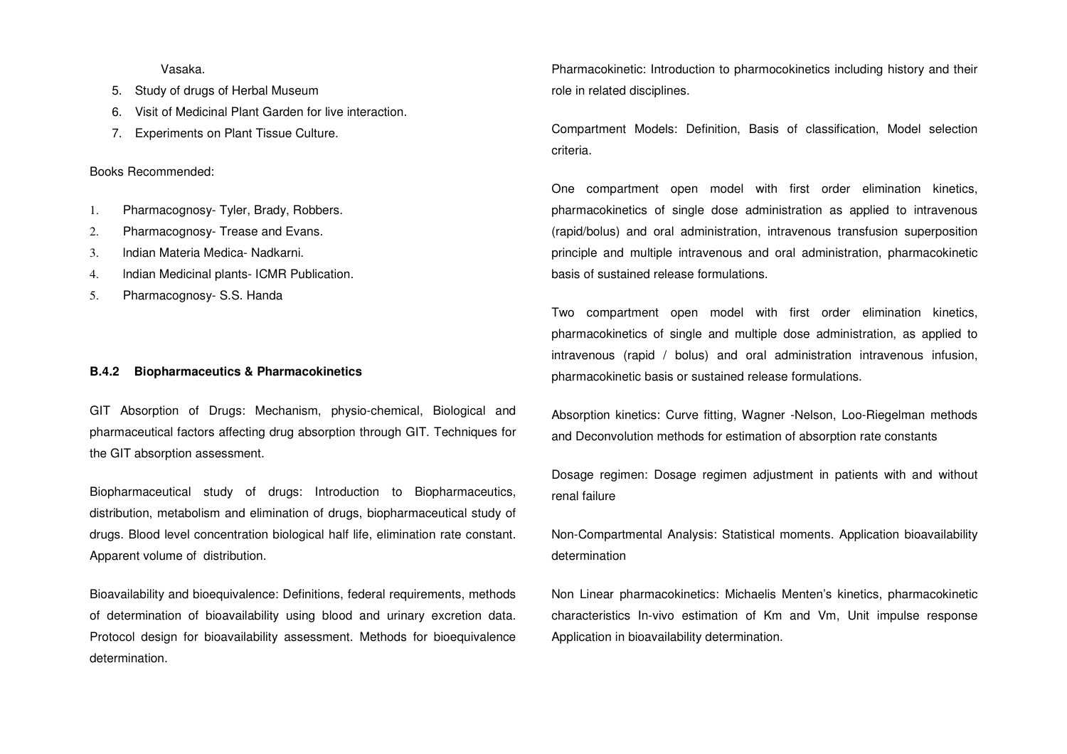Vasaka.

5. Study of drugs of Herbal Museum
6. Visit of Medicinal Plant Garden for live interaction.
7. Experiments on Plant Tissue Culture.

Books Recommended:

1. Pharmacognosy- Tyler, Brady, Robbers.
2. Pharmacognosy- Trease and Evans.
3. Indian Materia Medica- Nadkarni.
4. Indian Medicinal plants- ICMR Publication.
5. Pharmacognosy- S.S. Handa

### B.4.2 Biopharmaceutics & Pharmacokinetics

GIT Absorption of Drugs: Mechanism, physio-chemical, Biological and pharmaceutical factors affecting drug absorption through GIT. Techniques for the GIT absorption assessment.

Biopharmaceutical study of drugs: Introduction to Biopharmaceutics, distribution, metabolism and elimination of drugs, biopharmaceutical study of drugs. Blood level concentration biological half life, elimination rate constant. Apparent volume of distribution.

Bioavailability and bioequivalence: Definitions, federal requirements, methods of determination of bioavailability using blood and urinary excretion data. Protocol design for bioavailability assessment. Methods for bioequivalence determination.

Pharmacokinetic: Introduction to pharmocokinetics including history and their role in related disciplines.

Compartment Models: Definition, Basis of classification, Model selection criteria.

One compartment open model with first order elimination kinetics, pharmacokinetics of single dose administration as applied to intravenous (rapid/bolus) and oral administration, intravenous transfusion superposition principle and multiple intravenous and oral administration, pharmacokinetic basis of sustained release formulations.

Two compartment open model with first order elimination kinetics, pharmacokinetics of single and multiple dose administration, as applied to intravenous (rapid / bolus) and oral administration intravenous infusion, pharmacokinetic basis or sustained release formulations.

Absorption kinetics: Curve fitting, Wagner -Nelson, Loo-Riegelman methods and Deconvolution methods for estimation of absorption rate constants

Dosage regimen: Dosage regimen adjustment in patients with and without renal failure

Non-Compartmental Analysis: Statistical moments. Application bioavailability determination

Non Linear pharmacokinetics: Michaelis Menten's kinetics, pharmacokinetic characteristics In-vivo estimation of Km and Vm, Unit impulse response Application in bioavailability determination.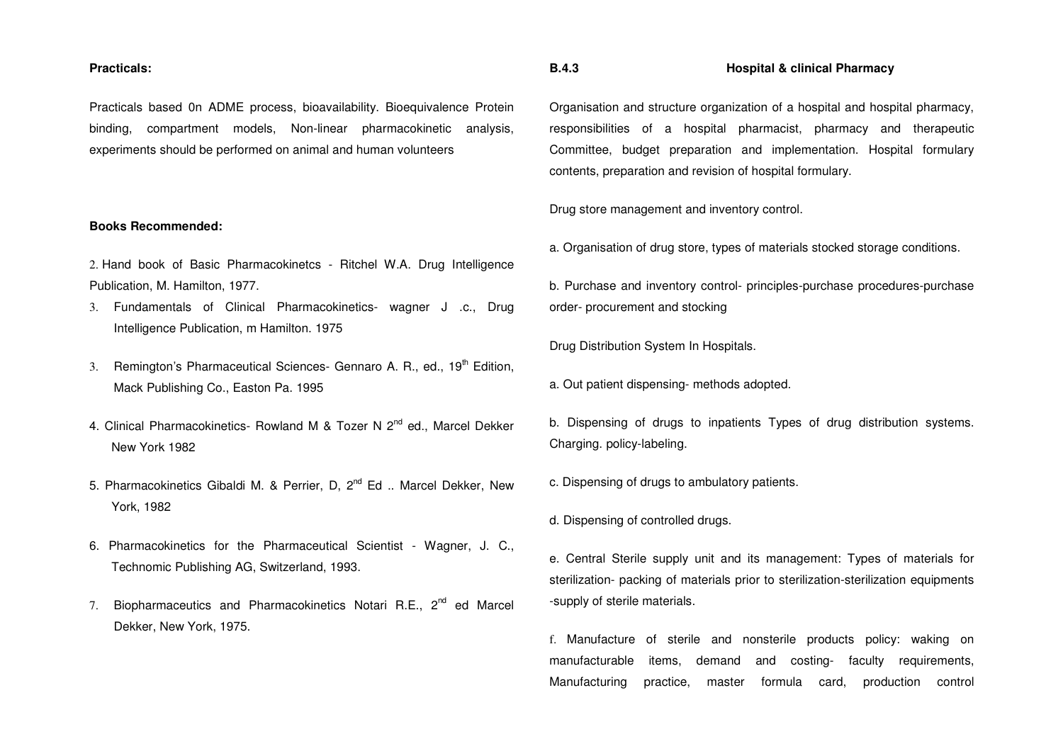**Practicals:**

Practicals based 0n ADME process, bioavailability. Bioequivalence Protein binding, compartment models, Non-linear pharmacokinetic analysis, experiments should be performed on animal and human volunteers

**Books Recommended:**

2. Hand book of Basic Pharmacokinetcs - Ritchel W.A. Drug Intelligence Publication, M. Hamilton, 1977.
3. Fundamentals of Clinical Pharmacokinetics- wagner J .c., Drug Intelligence Publication, m Hamilton. 1975
3. Remington's Pharmaceutical Sciences- Gennaro A. R., ed., 19th Edition, Mack Publishing Co., Easton Pa. 1995
4. Clinical Pharmacokinetics- Rowland M & Tozer N 2nd ed., Marcel Dekker New York 1982
5. Pharmacokinetics Gibaldi M. & Perrier, D, 2nd Ed .. Marcel Dekker, New York, 1982
6. Pharmacokinetics for the Pharmaceutical Scientist - Wagner, J. C., Technomic Publishing AG, Switzerland, 1993.
7. Biopharmaceutics and Pharmacokinetics Notari R.E., 2nd ed Marcel Dekker, New York, 1975.

**B.4.3 Hospital & clinical Pharmacy**

Organisation and structure organization of a hospital and hospital pharmacy, responsibilities of a hospital pharmacist, pharmacy and therapeutic Committee, budget preparation and implementation. Hospital formulary contents, preparation and revision of hospital formulary.

Drug store management and inventory control.

a. Organisation of drug store, types of materials stocked storage conditions.

b. Purchase and inventory control- principles-purchase procedures-purchase order- procurement and stocking

Drug Distribution System In Hospitals.

a. Out patient dispensing- methods adopted.

b. Dispensing of drugs to inpatients Types of drug distribution systems. Charging. policy-labeling.

c. Dispensing of drugs to ambulatory patients.

d. Dispensing of controlled drugs.

e. Central Sterile supply unit and its management: Types of materials for sterilization- packing of materials prior to sterilization-sterilization equipments -supply of sterile materials.

f. Manufacture of sterile and nonsterile products policy: waking on manufacturable items, demand and costing- faculty requirements, Manufacturing practice, master formula card, production control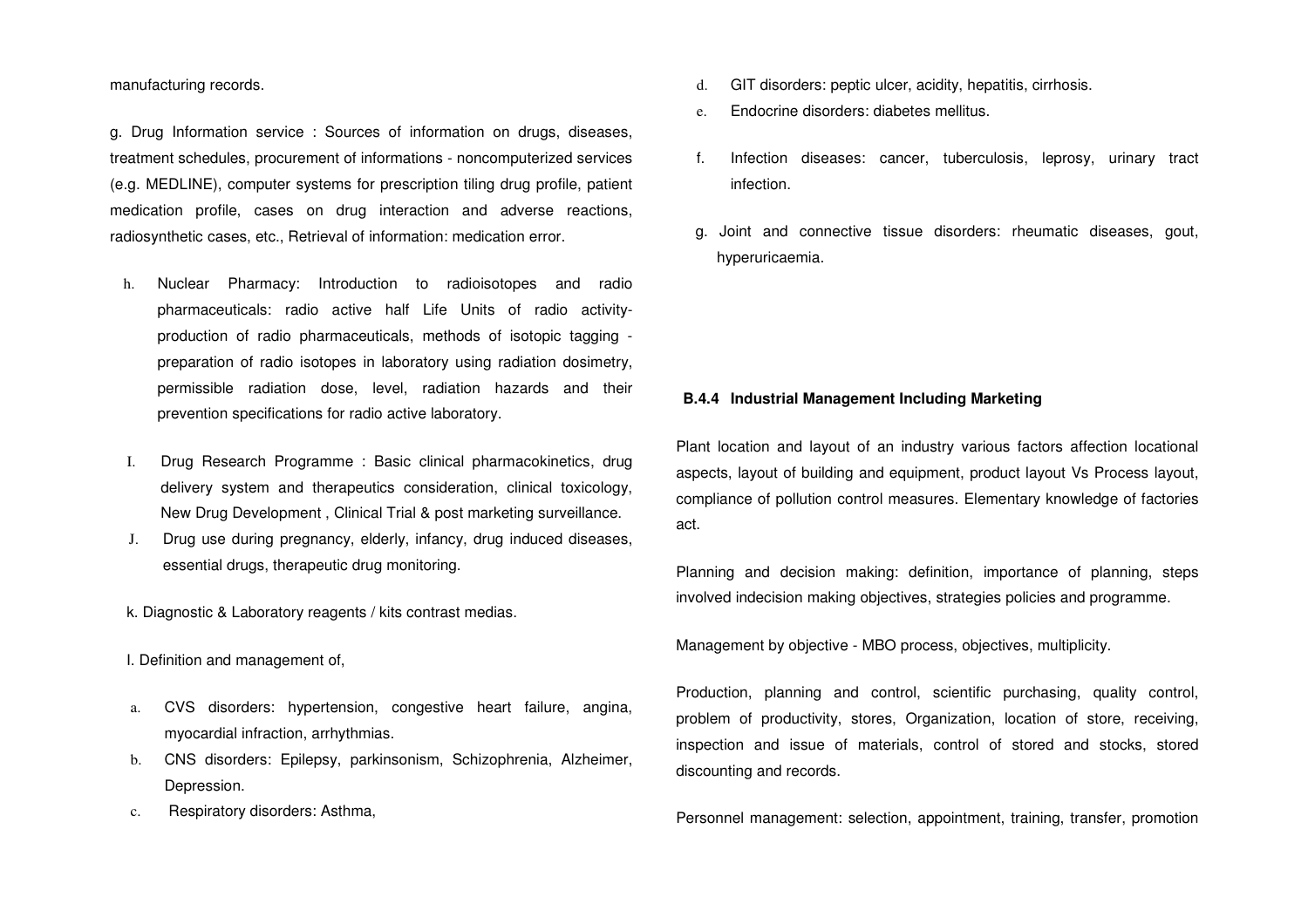manufacturing records.

g. Drug Information service : Sources of information on drugs, diseases, treatment schedules, procurement of informations - noncomputerized services (e.g. MEDLINE), computer systems for prescription tiling drug profile, patient medication profile, cases on drug interaction and adverse reactions, radiosynthetic cases, etc., Retrieval of information: medication error.

h. Nuclear Pharmacy: Introduction to radioisotopes and radio pharmaceuticals: radio active half Life Units of radio activity- production of radio pharmaceuticals, methods of isotopic tagging - preparation of radio isotopes in laboratory using radiation dosimetry, permissible radiation dose, level, radiation hazards and their prevention specifications for radio active laboratory.

I. Drug Research Programme : Basic clinical pharmacokinetics, drug delivery system and therapeutics consideration, clinical toxicology, New Drug Development , Clinical Trial & post marketing surveillance.

J. Drug use during pregnancy, elderly, infancy, drug induced diseases, essential drugs, therapeutic drug monitoring.

k. Diagnostic & Laboratory reagents / kits contrast medias.

l. Definition and management of,

a. CVS disorders: hypertension, congestive heart failure, angina, myocardial infraction, arrhythmias.
b. CNS disorders: Epilepsy, parkinsonism, Schizophrenia, Alzheimer, Depression.
c. Respiratory disorders: Asthma,
d. GIT disorders: peptic ulcer, acidity, hepatitis, cirrhosis.
e. Endocrine disorders: diabetes mellitus.
f. Infection diseases: cancer, tuberculosis, leprosy, urinary tract infection.
g. Joint and connective tissue disorders: rheumatic diseases, gout, hyperuricaemia.

### B.4.4 Industrial Management Including Marketing

Plant location and layout of an industry various factors affection locational aspects, layout of building and equipment, product layout Vs Process layout, compliance of pollution control measures. Elementary knowledge of factories act.

Planning and decision making: definition, importance of planning, steps involved indecision making objectives, strategies policies and programme.

Management by objective - MBO process, objectives, multiplicity.

Production, planning and control, scientific purchasing, quality control, problem of productivity, stores, Organization, location of store, receiving, inspection and issue of materials, control of stored and stocks, stored discounting and records.

Personnel management: selection, appointment, training, transfer, promotion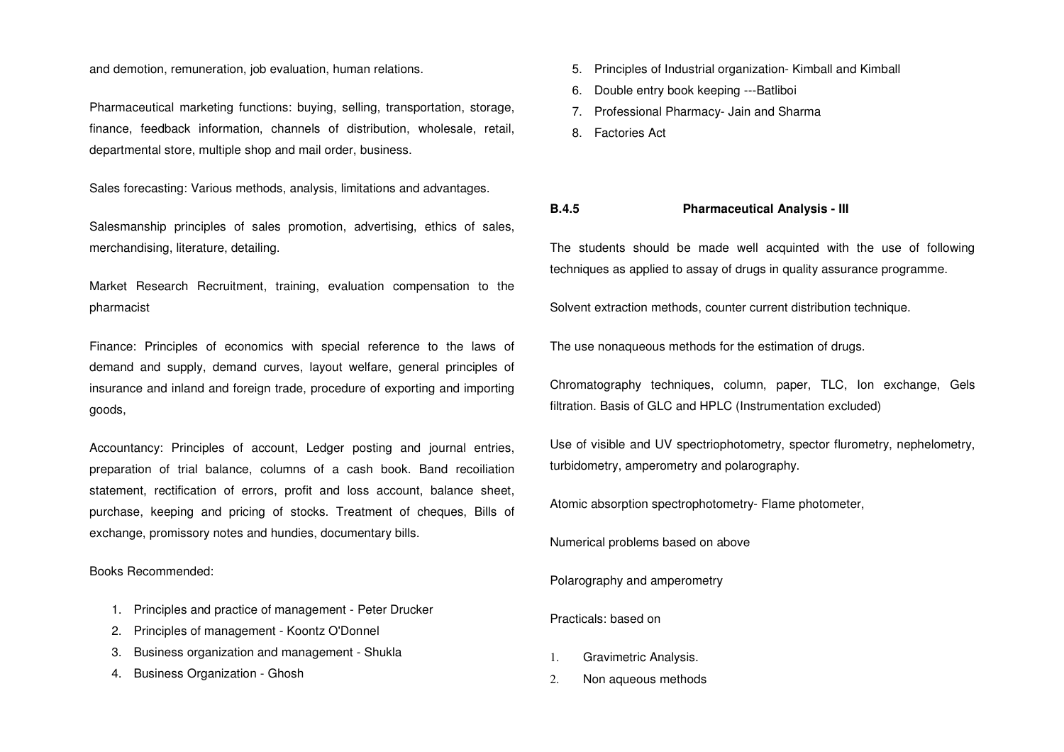and demotion, remuneration, job evaluation, human relations.

Pharmaceutical marketing functions: buying, selling, transportation, storage, finance, feedback information, channels of distribution, wholesale, retail, departmental store, multiple shop and mail order, business.

Sales forecasting: Various methods, analysis, limitations and advantages.

Salesmanship principles of sales promotion, advertising, ethics of sales, merchandising, literature, detailing.

Market Research Recruitment, training, evaluation compensation to the pharmacist

Finance: Principles of economics with special reference to the laws of demand and supply, demand curves, layout welfare, general principles of insurance and inland and foreign trade, procedure of exporting and importing goods,

Accountancy: Principles of account, Ledger posting and journal entries, preparation of trial balance, columns of a cash book. Band recoiliation statement, rectification of errors, profit and loss account, balance sheet, purchase, keeping and pricing of stocks. Treatment of cheques, Bills of exchange, promissory notes and hundies, documentary bills.

Books Recommended:

1. Principles and practice of management - Peter Drucker
2. Principles of management - Koontz O'Donnel
3. Business organization and management - Shukla
4. Business Organization - Ghosh
5. Principles of Industrial organization- Kimball and Kimball
6. Double entry book keeping ---Batliboi
7. Professional Pharmacy- Jain and Sharma
8. Factories Act

## B.4.5 Pharmaceutical Analysis - III

The students should be made well acquinted with the use of following techniques as applied to assay of drugs in quality assurance programme.

Solvent extraction methods, counter current distribution technique.

The use nonaqueous methods for the estimation of drugs.

Chromatography techniques, column, paper, TLC, Ion exchange, Gels filtration. Basis of GLC and HPLC (Instrumentation excluded)

Use of visible and UV spectriophotometry, spector flurometry, nephelometry, turbidometry, amperometry and polarography.

Atomic absorption spectrophotometry- Flame photometer,

Numerical problems based on above

Polarography and amperometry

Practicals: based on

1. Gravimetric Analysis.
2. Non aqueous methods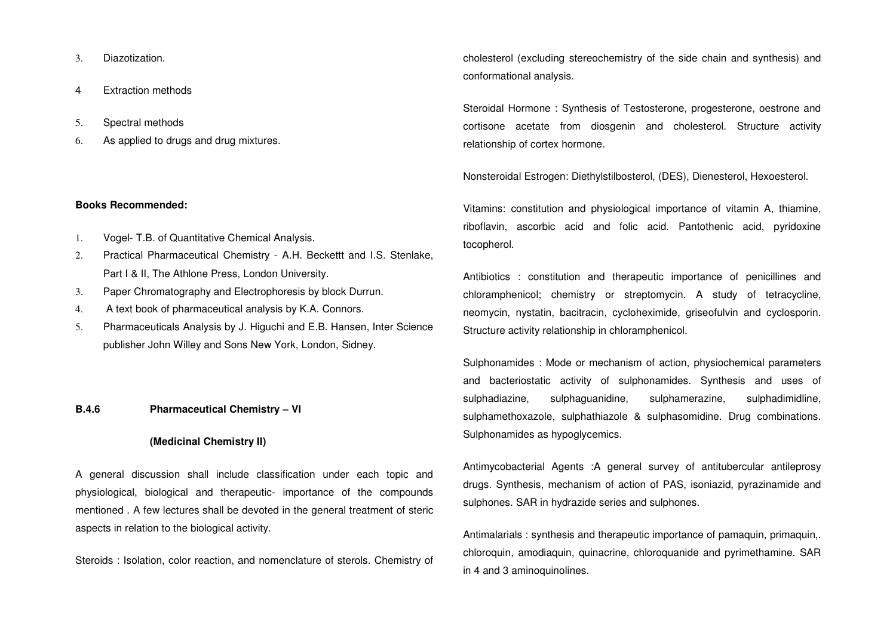3. Diazotization.

4 Extraction methods

5. Spectral methods
6. As applied to drugs and drug mixtures.

**Books Recommended:**

1. Vogel- T.B. of Quantitative Chemical Analysis.
2. Practical Pharmaceutical Chemistry - A.H. Beckettt and I.S. Stenlake, Part I & II, The Athlone Press, London University.
3. Paper Chromatography and Electrophoresis by block Durrun.
4. A text book of pharmaceutical analysis by K.A. Connors.
5. Pharmaceuticals Analysis by J. Higuchi and E.B. Hansen, Inter Science publisher John Willey and Sons New York, London, Sidney.

**B.4.6 Pharmaceutical Chemistry – VI**

**(Medicinal Chemistry II)**

A general discussion shall include classification under each topic and physiological, biological and therapeutic- importance of the compounds mentioned . A few lectures shall be devoted in the general treatment of steric aspects in relation to the biological activity.

Steroids : Isolation, color reaction, and nomenclature of sterols. Chemistry of cholesterol (excluding stereochemistry of the side chain and synthesis) and conformational analysis.

Steroidal Hormone : Synthesis of Testosterone, progesterone, oestrone and cortisone acetate from diosgenin and cholesterol. Structure activity relationship of cortex hormone.

Nonsteroidal Estrogen: Diethylstilbosterol, (DES), Dienesterol, Hexoesterol.

Vitamins: constitution and physiological importance of vitamin A, thiamine, riboflavin, ascorbic acid and folic acid. Pantothenic acid, pyridoxine tocopherol.

Antibiotics : constitution and therapeutic importance of penicillines and chloramphenicol; chemistry or streptomycin. A study of tetracycline, neomycin, nystatin, bacitracin, cycloheximide, griseofulvin and cyclosporin. Structure activity relationship in chloramphenicol.

Sulphonamides : Mode or mechanism of action, physiochemical parameters and bacteriostatic activity of sulphonamides. Synthesis and uses of sulphadiazine, sulphaguanidine, sulphamerazine, sulphadimidline, sulphamethoxazole, sulphathiazole & sulphasomidine. Drug combinations. Sulphonamides as hypoglycemics.

Antimycobacterial Agents :A general survey of antitubercular antileprosy drugs. Synthesis, mechanism of action of PAS, isoniazid, pyrazinamide and sulphones. SAR in hydrazide series and sulphones.

Antimalarials : synthesis and therapeutic importance of pamaquin, primaquin,. chloroquin, amodiaquin, quinacrine, chloroquanide and pyrimethamine. SAR in 4 and 3 aminoquinolines.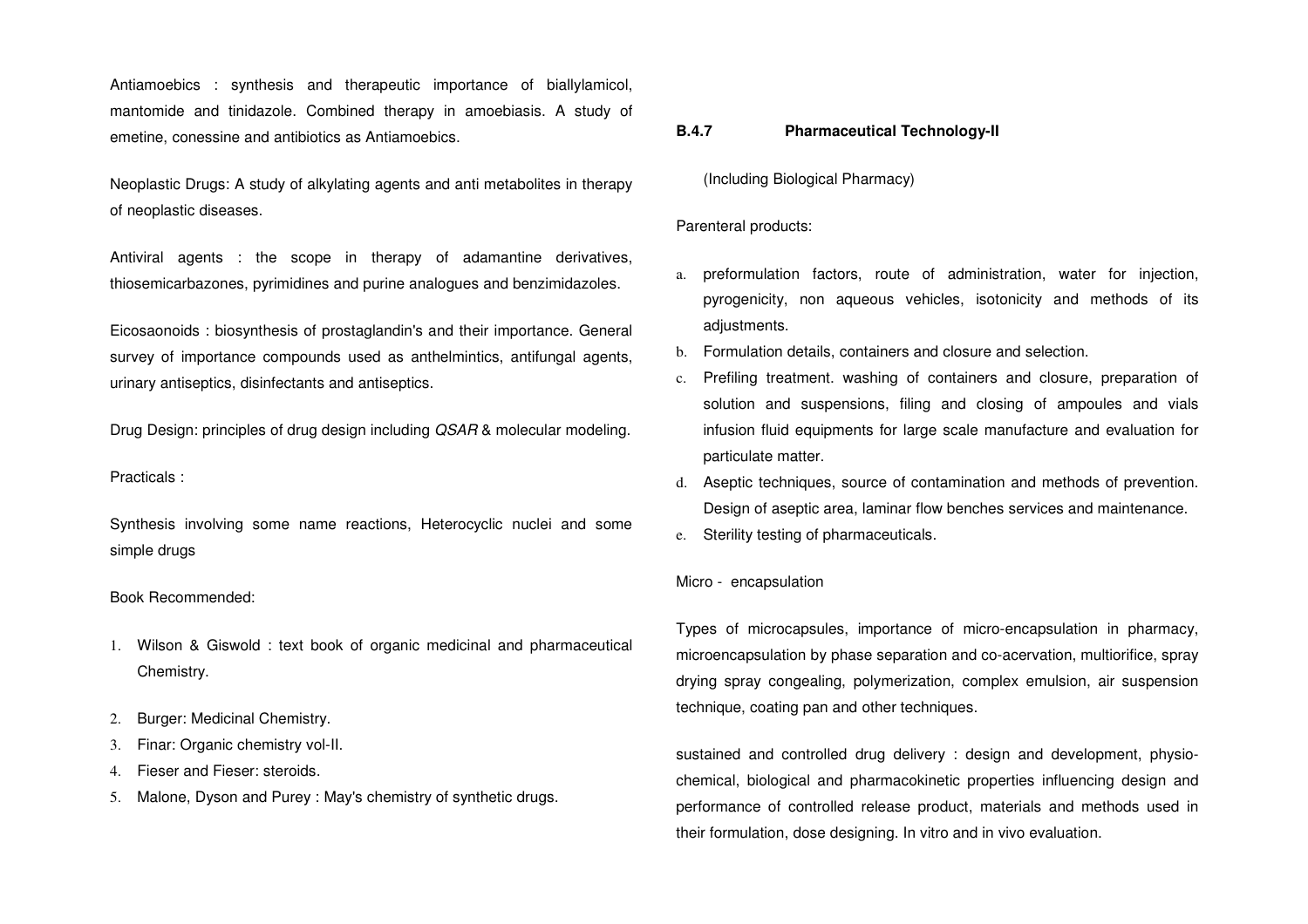Antiamoebics : synthesis and therapeutic importance of biallylamicol, mantomide and tinidazole. Combined therapy in amoebiasis. A study of emetine, conessine and antibiotics as Antiamoebics.

Neoplastic Drugs: A study of alkylating agents and anti metabolites in therapy of neoplastic diseases.

Antiviral agents : the scope in therapy of adamantine derivatives, thiosemicarbazones, pyrimidines and purine analogues and benzimidazoles.

Eicosaonoids : biosynthesis of prostaglandin's and their importance. General survey of importance compounds used as anthelmintics, antifungal agents, urinary antiseptics, disinfectants and antiseptics.

Drug Design: principles of drug design including *QSAR* & molecular modeling.

Practicals :

Synthesis involving some name reactions, Heterocyclic nuclei and some simple drugs

Book Recommended:

1. Wilson & Giswold : text book of organic medicinal and pharmaceutical Chemistry.
2. Burger: Medicinal Chemistry.
3. Finar: Organic chemistry vol-II.
4. Fieser and Fieser: steroids.
5. Malone, Dyson and Purey : May's chemistry of synthetic drugs.

**B.4.7 Pharmaceutical Technology-II**

(Including Biological Pharmacy)

Parenteral products:

a. preformulation factors, route of administration, water for injection, pyrogenicity, non aqueous vehicles, isotonicity and methods of its adjustments.
b. Formulation details, containers and closure and selection.
c. Prefiling treatment. washing of containers and closure, preparation of solution and suspensions, filing and closing of ampoules and vials infusion fluid equipments for large scale manufacture and evaluation for particulate matter.
d. Aseptic techniques, source of contamination and methods of prevention. Design of aseptic area, laminar flow benches services and maintenance.
e. Sterility testing of pharmaceuticals.

Micro - encapsulation

Types of microcapsules, importance of micro-encapsulation in pharmacy, microencapsulation by phase separation and co-acervation, multiorifice, spray drying spray congealing, polymerization, complex emulsion, air suspension technique, coating pan and other techniques.

sustained and controlled drug delivery : design and development, physio-chemical, biological and pharmacokinetic properties influencing design and performance of controlled release product, materials and methods used in their formulation, dose designing. In vitro and in vivo evaluation.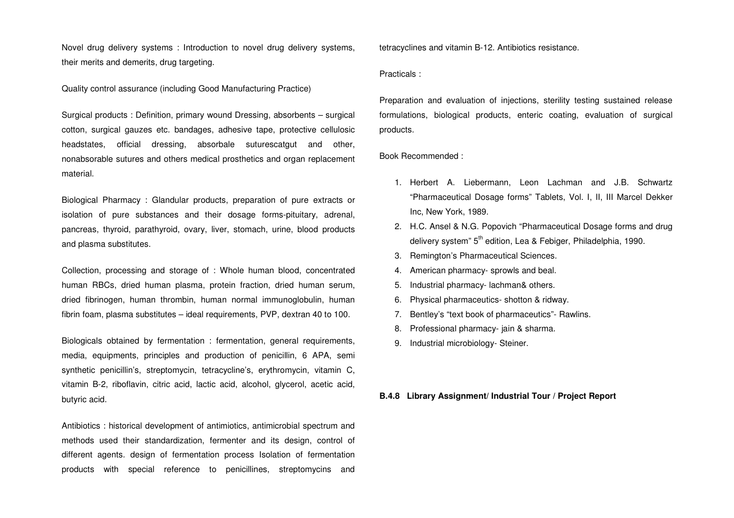Novel drug delivery systems : Introduction to novel drug delivery systems, their merits and demerits, drug targeting.

Quality control assurance (including Good Manufacturing Practice)

Surgical products : Definition, primary wound Dressing, absorbents – surgical cotton, surgical gauzes etc. bandages, adhesive tape, protective cellulosic headstates, official dressing, absorbale suturescatgut and other, nonabsorable sutures and others medical prosthetics and organ replacement material.

Biological Pharmacy : Glandular products, preparation of pure extracts or isolation of pure substances and their dosage forms-pituitary, adrenal, pancreas, thyroid, parathyroid, ovary, liver, stomach, urine, blood products and plasma substitutes.

Collection, processing and storage of : Whole human blood, concentrated human RBCs, dried human plasma, protein fraction, dried human serum, dried fibrinogen, human thrombin, human normal immunoglobulin, human fibrin foam, plasma substitutes – ideal requirements, PVP, dextran 40 to 100.

Biologicals obtained by fermentation : fermentation, general requirements, media, equipments, principles and production of penicillin, 6 APA, semi synthetic penicillin's, streptomycin, tetracycline's, erythromycin, vitamin C, vitamin B-2, riboflavin, citric acid, lactic acid, alcohol, glycerol, acetic acid, butyric acid.

Antibiotics : historical development of antimiotics, antimicrobial spectrum and methods used their standardization, fermenter and its design, control of different agents. design of fermentation process Isolation of fermentation products with special reference to penicillines, streptomycins and tetracyclines and vitamin B-12. Antibiotics resistance.

Practicals :

Preparation and evaluation of injections, sterility testing sustained release formulations, biological products, enteric coating, evaluation of surgical products.

Book Recommended :

1. Herbert A. Liebermann, Leon Lachman and J.B. Schwartz "Pharmaceutical Dosage forms" Tablets, Vol. I, II, III Marcel Dekker Inc, New York, 1989.
2. H.C. Ansel & N.G. Popovich "Pharmaceutical Dosage forms and drug delivery system" 5th edition, Lea & Febiger, Philadelphia, 1990.
3. Remington's Pharmaceutical Sciences.
4. American pharmacy- sprowls and beal.
5. Industrial pharmacy- lachman& others.
6. Physical pharmaceutics- shotton & ridway.
7. Bentley's "text book of pharmaceutics"- Rawlins.
8. Professional pharmacy- jain & sharma.
9. Industrial microbiology- Steiner.

**B.4.8 Library Assignment/ Industrial Tour / Project Report**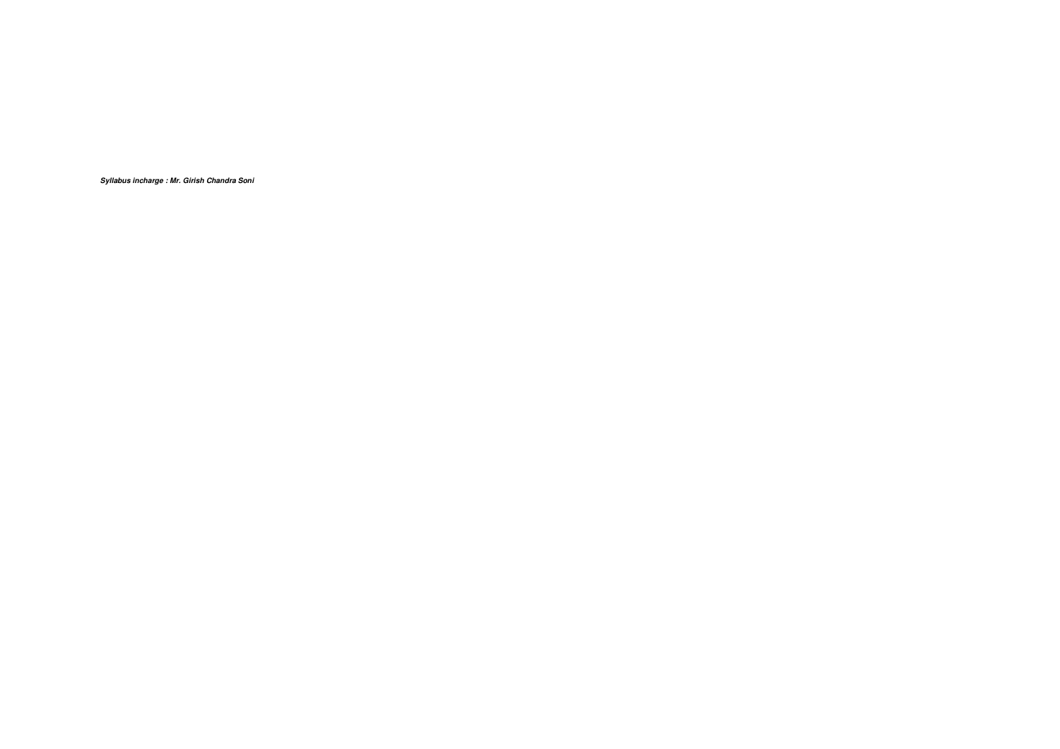***Syllabus incharge : Mr. Girish Chandra Soni***